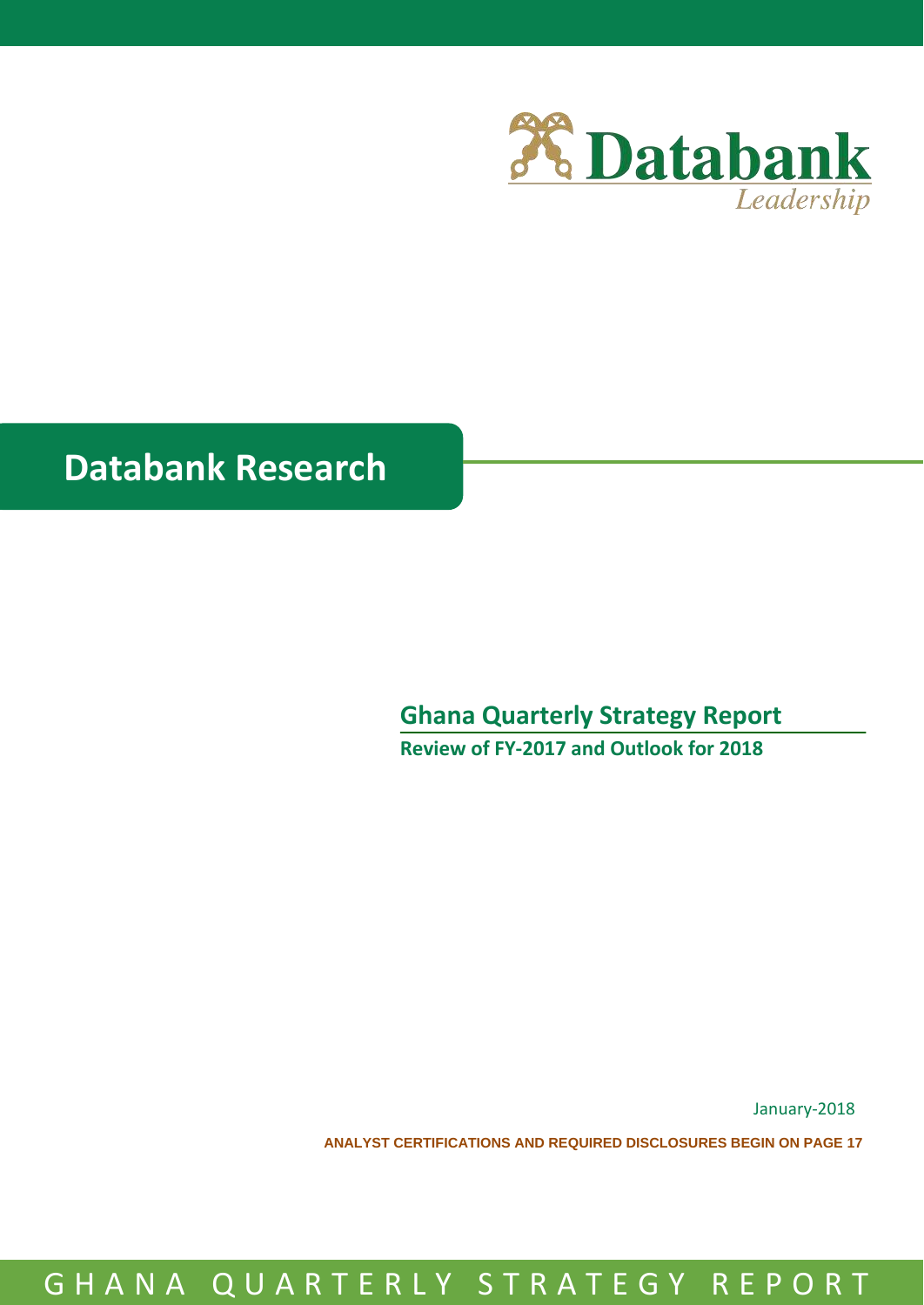Databank

*Leadership*

# Databank Research

## Ghana Quarterly Strategy Report

**Review of FY-2017 and Outlook for 2018**

January-2018

**ANALYST CERTIFICATIONS AND REQUIRED DISCLOSURES BEGIN ON PAGE 17**

GHANA QUARTERLY STRATEGY REPORT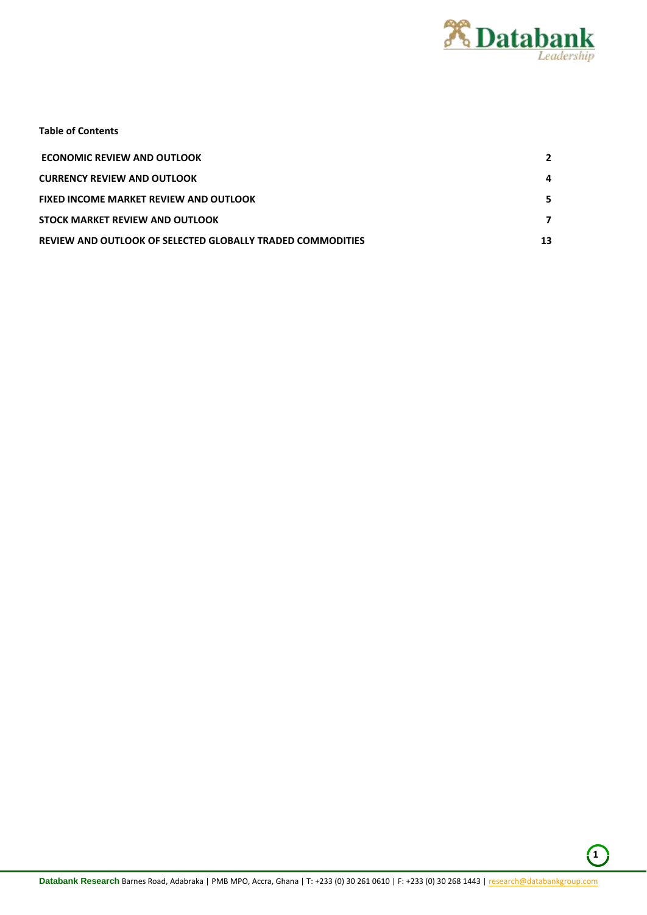**Table of Contents**

| | |
|---|---|
| **ECONOMIC REVIEW AND OUTLOOK** | **2** |
| **CURRENCY REVIEW AND OUTLOOK** | **4** |
| **FIXED INCOME MARKET REVIEW AND OUTLOOK** | **5** |
| **STOCK MARKET REVIEW AND OUTLOOK** | **7** |
| **REVIEW AND OUTLOOK OF SELECTED GLOBALLY TRADED COMMODITIES** | **13** |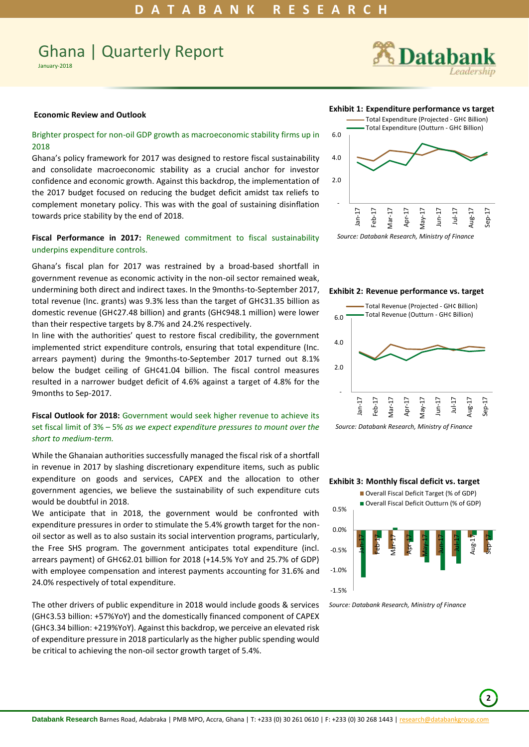# Ghana | Quarterly Report

January-2018

### Economic Review and Outlook

Brighter prospect for non-oil GDP growth as macroeconomic stability firms up in 2018

Ghana's policy framework for 2017 was designed to restore fiscal sustainability and consolidate macroeconomic stability as a crucial anchor for investor confidence and economic growth. Against this backdrop, the implementation of the 2017 budget focused on reducing the budget deficit amidst tax reliefs to complement monetary policy. This was with the goal of sustaining disinflation towards price stability by the end of 2018.

**Fiscal Performance in 2017:** Renewed commitment to fiscal sustainability underpins expenditure controls.

Ghana's fiscal plan for 2017 was restrained by a broad-based shortfall in government revenue as economic activity in the non-oil sector remained weak, undermining both direct and indirect taxes. In the 9months-to-September 2017, total revenue (Inc. grants) was 9.3% less than the target of GH¢31.35 billion as domestic revenue (GH¢27.48 billion) and grants (GH¢948.1 million) were lower than their respective targets by 8.7% and 24.2% respectively.

In line with the authorities' quest to restore fiscal credibility, the government implemented strict expenditure controls, ensuring that total expenditure (Inc. arrears payment) during the 9months-to-September 2017 turned out 8.1% below the budget ceiling of GH¢41.04 billion. The fiscal control measures resulted in a narrower budget deficit of 4.6% against a target of 4.8% for the 9months to Sep-2017.

**Fiscal Outlook for 2018:** Government would seek higher revenue to achieve its set fiscal limit of 3% – 5% *as we expect expenditure pressures to mount over the short to medium-term.*

While the Ghanaian authorities successfully managed the fiscal risk of a shortfall in revenue in 2017 by slashing discretionary expenditure items, such as public expenditure on goods and services, CAPEX and the allocation to other government agencies, we believe the sustainability of such expenditure cuts would be doubtful in 2018.

We anticipate that in 2018, the government would be confronted with expenditure pressures in order to stimulate the 5.4% growth target for the non-oil sector as well as to also sustain its social intervention programs, particularly, the Free SHS program. The government anticipates total expenditure (incl. arrears payment) of GH¢62.01 billion for 2018 (+14.5% YoY and 25.7% of GDP) with employee compensation and interest payments accounting for 31.6% and 24.0% respectively of total expenditure.

The other drivers of public expenditure in 2018 would include goods & services (GH¢3.53 billion: +57%YoY) and the domestically financed component of CAPEX (GH¢3.34 billion: +219%YoY). Against this backdrop, we perceive an elevated risk of expenditure pressure in 2018 particularly as the higher public spending would be critical to achieving the non-oil sector growth target of 5.4%.

**Exhibit 1: Expenditure performance vs target**

Source: Databank Research, Ministry of Finance

**Exhibit 2: Revenue performance vs. target**

Source: Databank Research, Ministry of Finance

**Exhibit 3: Monthly fiscal deficit vs. target**

Source: Databank Research, Ministry of Finance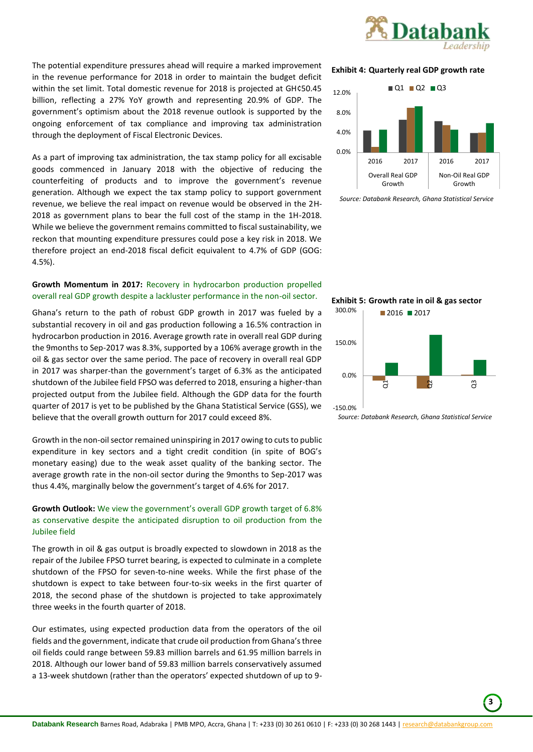The potential expenditure pressures ahead will require a marked improvement in the revenue performance for 2018 in order to maintain the budget deficit within the set limit. Total domestic revenue for 2018 is projected at GH¢50.45 billion, reflecting a 27% YoY growth and representing 20.9% of GDP. The government's optimism about the 2018 revenue outlook is supported by the ongoing enforcement of tax compliance and improving tax administration through the deployment of Fiscal Electronic Devices.

As a part of improving tax administration, the tax stamp policy for all excisable goods commenced in January 2018 with the objective of reducing the counterfeiting of products and to improve the government's revenue generation. Although we expect the tax stamp policy to support government revenue, we believe the real impact on revenue would be observed in the 2H-2018 as government plans to bear the full cost of the stamp in the 1H-2018. While we believe the government remains committed to fiscal sustainability, we reckon that mounting expenditure pressures could pose a key risk in 2018. We therefore project an end-2018 fiscal deficit equivalent to 4.7% of GDP (GOG: 4.5%).

**Growth Momentum in 2017:** Recovery in hydrocarbon production propelled overall real GDP growth despite a lackluster performance in the non-oil sector.

Ghana's return to the path of robust GDP growth in 2017 was fueled by a substantial recovery in oil and gas production following a 16.5% contraction in hydrocarbon production in 2016. Average growth rate in overall real GDP during the 9months to Sep-2017 was 8.3%, supported by a 106% average growth in the oil & gas sector over the same period. The pace of recovery in overall real GDP in 2017 was sharper-than the government's target of 6.3% as the anticipated shutdown of the Jubilee field FPSO was deferred to 2018, ensuring a higher-than projected output from the Jubilee field. Although the GDP data for the fourth quarter of 2017 is yet to be published by the Ghana Statistical Service (GSS), we believe that the overall growth outturn for 2017 could exceed 8%.

Growth in the non-oil sector remained uninspiring in 2017 owing to cuts to public expenditure in key sectors and a tight credit condition (in spite of BOG's monetary easing) due to the weak asset quality of the banking sector. The average growth rate in the non-oil sector during the 9months to Sep-2017 was thus 4.4%, marginally below the government's target of 4.6% for 2017.

**Growth Outlook:** We view the government's overall GDP growth target of 6.8% as conservative despite the anticipated disruption to oil production from the Jubilee field

The growth in oil & gas output is broadly expected to slowdown in 2018 as the repair of the Jubilee FPSO turret bearing, is expected to culminate in a complete shutdown of the FPSO for seven-to-nine weeks. While the first phase of the shutdown is expect to take between four-to-six weeks in the first quarter of 2018, the second phase of the shutdown is projected to take approximately three weeks in the fourth quarter of 2018.

Our estimates, using expected production data from the operators of the oil fields and the government, indicate that crude oil production from Ghana's three oil fields could range between 59.83 million barrels and 61.95 million barrels in 2018. Although our lower band of 59.83 million barrels conservatively assumed a 13-week shutdown (rather than the operators' expected shutdown of up to 9-

**Exhibit 4: Quarterly real GDP growth rate**

*Source: Databank Research, Ghana Statistical Service*

**Exhibit 5: Growth rate in oil & gas sector**

*Source: Databank Research, Ghana Statistical Service*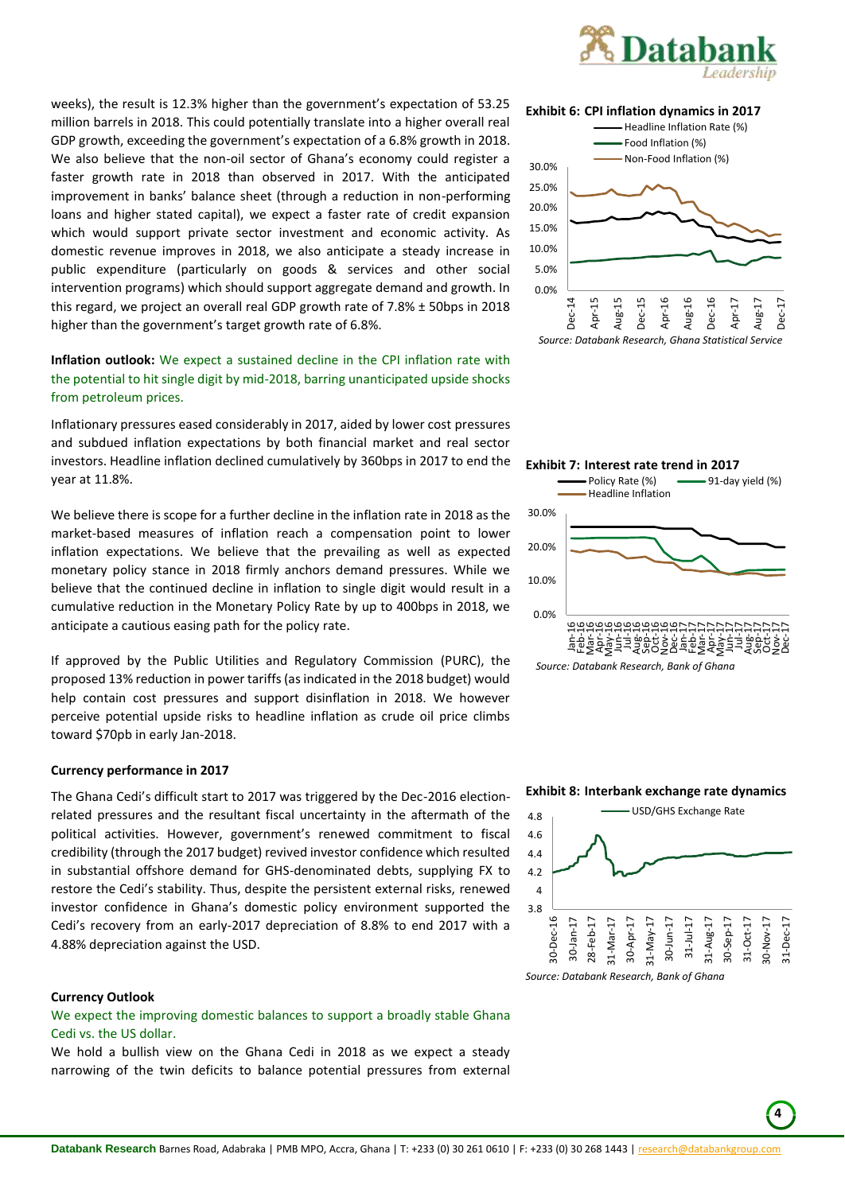weeks), the result is 12.3% higher than the government's expectation of 53.25 million barrels in 2018. This could potentially translate into a higher overall real GDP growth, exceeding the government's expectation of a 6.8% growth in 2018. We also believe that the non-oil sector of Ghana's economy could register a faster growth rate in 2018 than observed in 2017. With the anticipated improvement in banks' balance sheet (through a reduction in non-performing loans and higher stated capital), we expect a faster rate of credit expansion which would support private sector investment and economic activity. As domestic revenue improves in 2018, we also anticipate a steady increase in public expenditure (particularly on goods & services and other social intervention programs) which should support aggregate demand and growth. In this regard, we project an overall real GDP growth rate of 7.8% ± 50bps in 2018 higher than the government's target growth rate of 6.8%.

**Inflation outlook:** We expect a sustained decline in the CPI inflation rate with the potential to hit single digit by mid-2018, barring unanticipated upside shocks from petroleum prices.

Inflationary pressures eased considerably in 2017, aided by lower cost pressures and subdued inflation expectations by both financial market and real sector investors. Headline inflation declined cumulatively by 360bps in 2017 to end the year at 11.8%.

We believe there is scope for a further decline in the inflation rate in 2018 as the market-based measures of inflation reach a compensation point to lower inflation expectations. We believe that the prevailing as well as expected monetary policy stance in 2018 firmly anchors demand pressures. While we believe that the continued decline in inflation to single digit would result in a cumulative reduction in the Monetary Policy Rate by up to 400bps in 2018, we anticipate a cautious easing path for the policy rate.

If approved by the Public Utilities and Regulatory Commission (PURC), the proposed 13% reduction in power tariffs (as indicated in the 2018 budget) would help contain cost pressures and support disinflation in 2018. We however perceive potential upside risks to headline inflation as crude oil price climbs toward $70pb in early Jan-2018.

**Currency performance in 2017**

The Ghana Cedi's difficult start to 2017 was triggered by the Dec-2016 election-related pressures and the resultant fiscal uncertainty in the aftermath of the political activities. However, government's renewed commitment to fiscal credibility (through the 2017 budget) revived investor confidence which resulted in substantial offshore demand for GHS-denominated debts, supplying FX to restore the Cedi's stability. Thus, despite the persistent external risks, renewed investor confidence in Ghana's domestic policy environment supported the Cedi's recovery from an early-2017 depreciation of 8.8% to end 2017 with a 4.88% depreciation against the USD.

**Currency Outlook**

We expect the improving domestic balances to support a broadly stable Ghana Cedi vs. the US dollar.

We hold a bullish view on the Ghana Cedi in 2018 as we expect a steady narrowing of the twin deficits to balance potential pressures from external

**Exhibit 6: CPI inflation dynamics in 2017**

*Source: Databank Research, Ghana Statistical Service*

**Exhibit 7: Interest rate trend in 2017**

*Source: Databank Research, Bank of Ghana*

**Exhibit 8: Interbank exchange rate dynamics**

*Source: Databank Research, Bank of Ghana*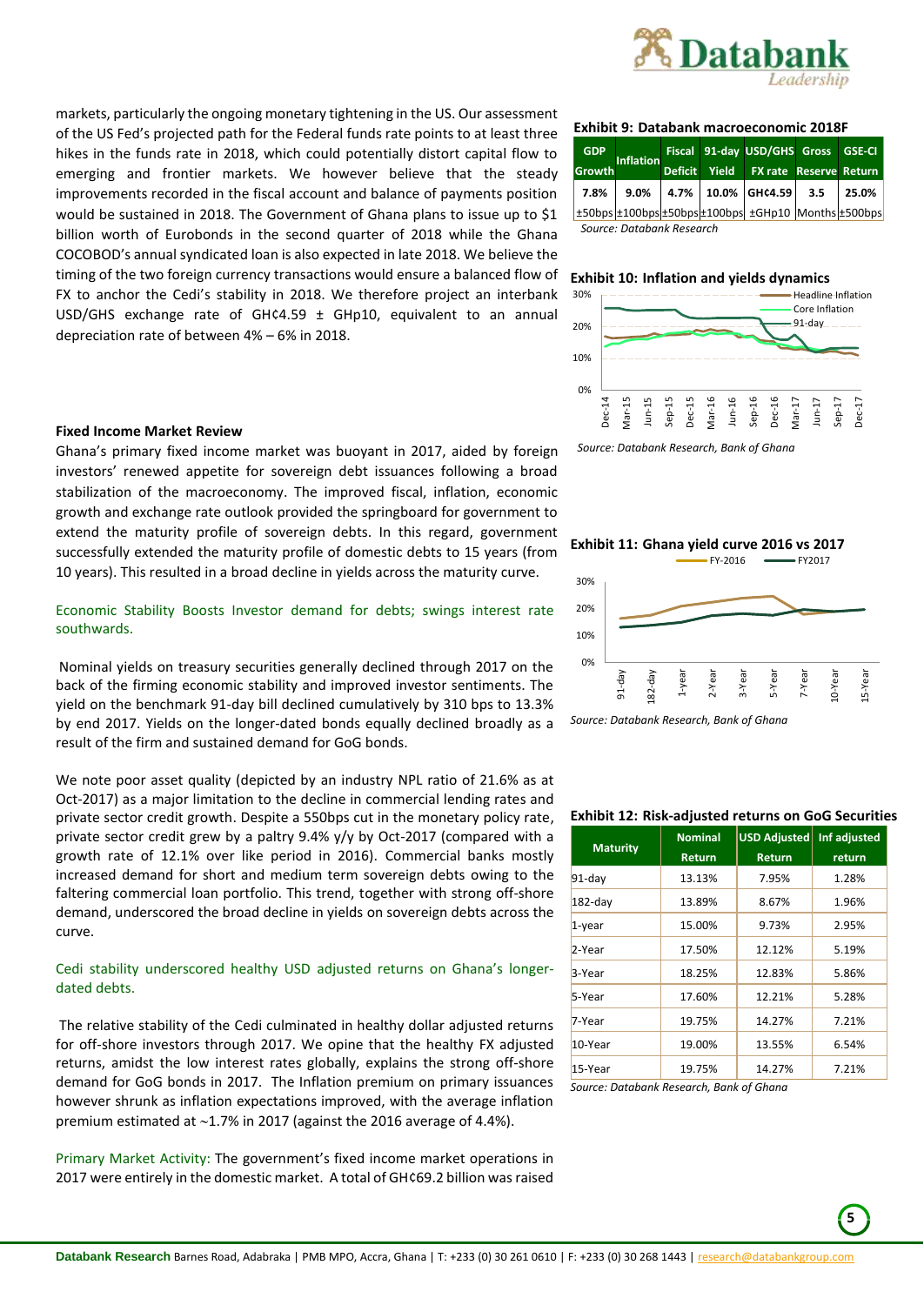markets, particularly the ongoing monetary tightening in the US. Our assessment of the US Fed's projected path for the Federal funds rate points to at least three hikes in the funds rate in 2018, which could potentially distort capital flow to emerging and frontier markets. We however believe that the steady improvements recorded in the fiscal account and balance of payments position would be sustained in 2018. The Government of Ghana plans to issue up to $1 billion worth of Eurobonds in the second quarter of 2018 while the Ghana COCOBOD's annual syndicated loan is also expected in late 2018. We believe the timing of the two foreign currency transactions would ensure a balanced flow of FX to anchor the Cedi's stability in 2018. We therefore project an interbank USD/GHS exchange rate of GH¢4.59 ± GHp10, equivalent to an annual depreciation rate of between 4% – 6% in 2018.

**Exhibit 9: Databank macroeconomic 2018F**

| GDP Growth | Inflation | Fiscal Deficit | 91-day Yield | USD/GHS FX rate | Gross Reserve | GSE-CI Return |
|---|---|---|---|---|---|---|
| 7.8% | 9.0% | 4.7% | 10.0% | GH¢4.59 | 3.5 | 25.0% |
| ±50bps | ±100bps | ±50bps | ±100bps | ±GHp10 | Months | ±500bps |

*Source: Databank Research*

**Exhibit 10: Inflation and yields dynamics**

*Source: Databank Research, Bank of Ghana*

### Fixed Income Market Review

Ghana's primary fixed income market was buoyant in 2017, aided by foreign investors' renewed appetite for sovereign debt issuances following a broad stabilization of the macroeconomy. The improved fiscal, inflation, economic growth and exchange rate outlook provided the springboard for government to extend the maturity profile of sovereign debts. In this regard, government successfully extended the maturity profile of domestic debts to 15 years (from 10 years). This resulted in a broad decline in yields across the maturity curve.

Economic Stability Boosts Investor demand for debts; swings interest rate southwards.

Nominal yields on treasury securities generally declined through 2017 on the back of the firming economic stability and improved investor sentiments. The yield on the benchmark 91-day bill declined cumulatively by 310 bps to 13.3% by end 2017. Yields on the longer-dated bonds equally declined broadly as a result of the firm and sustained demand for GoG bonds.

**Exhibit 11: Ghana yield curve 2016 vs 2017**

*Source: Databank Research, Bank of Ghana*

We note poor asset quality (depicted by an industry NPL ratio of 21.6% as at Oct-2017) as a major limitation to the decline in commercial lending rates and private sector credit growth. Despite a 550bps cut in the monetary policy rate, private sector credit grew by a paltry 9.4% y/y by Oct-2017 (compared with a growth rate of 12.1% over like period in 2016). Commercial banks mostly increased demand for short and medium term sovereign debts owing to the faltering commercial loan portfolio. This trend, together with strong off-shore demand, underscored the broad decline in yields on sovereign debts across the curve.

**Exhibit 12: Risk-adjusted returns on GoG Securities**

| Maturity | Nominal Return | USD Adjusted Return | Inf adjusted return |
|---|---|---|---|
| 91-day | 13.13% | 7.95% | 1.28% |
| 182-day | 13.89% | 8.67% | 1.96% |
| 1-year | 15.00% | 9.73% | 2.95% |
| 2-Year | 17.50% | 12.12% | 5.19% |
| 3-Year | 18.25% | 12.83% | 5.86% |
| 5-Year | 17.60% | 12.21% | 5.28% |
| 7-Year | 19.75% | 14.27% | 7.21% |
| 10-Year | 19.00% | 13.55% | 6.54% |
| 15-Year | 19.75% | 14.27% | 7.21% |

*Source: Databank Research, Bank of Ghana*

Cedi stability underscored healthy USD adjusted returns on Ghana's longer-dated debts.

The relative stability of the Cedi culminated in healthy dollar adjusted returns for off-shore investors through 2017. We opine that the healthy FX adjusted returns, amidst the low interest rates globally, explains the strong off-shore demand for GoG bonds in 2017. The Inflation premium on primary issuances however shrunk as inflation expectations improved, with the average inflation premium estimated at ~1.7% in 2017 (against the 2016 average of 4.4%).

Primary Market Activity: The government's fixed income market operations in 2017 were entirely in the domestic market. A total of GH¢69.2 billion was raised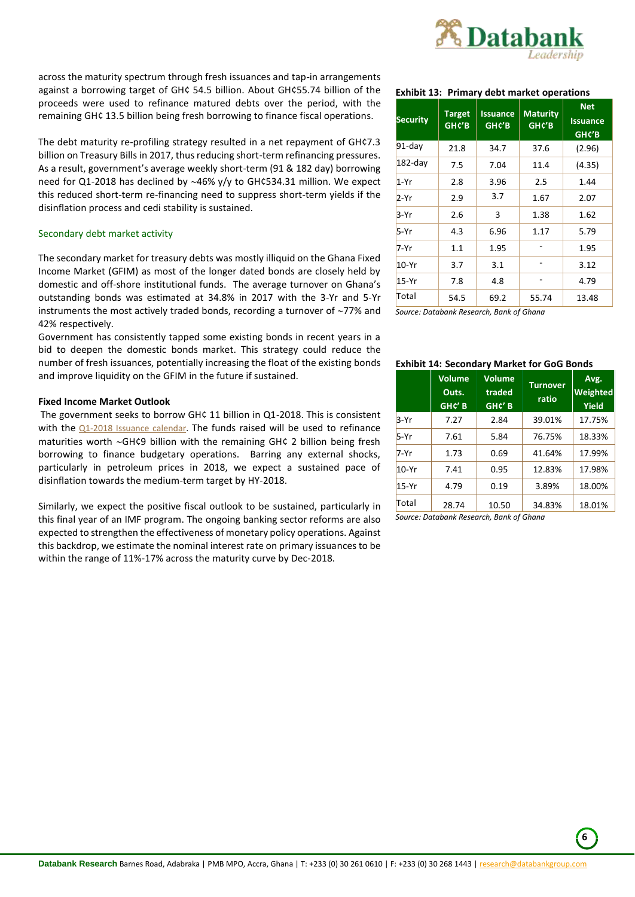across the maturity spectrum through fresh issuances and tap-in arrangements against a borrowing target of GH¢ 54.5 billion. About GH¢55.74 billion of the proceeds were used to refinance matured debts over the period, with the remaining GH¢ 13.5 billion being fresh borrowing to finance fiscal operations.

The debt maturity re-profiling strategy resulted in a net repayment of GH¢7.3 billion on Treasury Bills in 2017, thus reducing short-term refinancing pressures. As a result, government's average weekly short-term (91 & 182 day) borrowing need for Q1-2018 has declined by ~46% y/y to GH¢534.31 million. We expect this reduced short-term re-financing need to suppress short-term yields if the disinflation process and cedi stability is sustained.

### Secondary debt market activity

The secondary market for treasury debts was mostly illiquid on the Ghana Fixed Income Market (GFIM) as most of the longer dated bonds are closely held by domestic and off-shore institutional funds. The average turnover on Ghana's outstanding bonds was estimated at 34.8% in 2017 with the 3-Yr and 5-Yr instruments the most actively traded bonds, recording a turnover of ~77% and 42% respectively.

Government has consistently tapped some existing bonds in recent years in a bid to deepen the domestic bonds market. This strategy could reduce the number of fresh issuances, potentially increasing the float of the existing bonds and improve liquidity on the GFIM in the future if sustained.

**Fixed Income Market Outlook**

The government seeks to borrow GH¢ 11 billion in Q1-2018. This is consistent with the Q1-2018 Issuance calendar. The funds raised will be used to refinance maturities worth ~GH¢9 billion with the remaining GH¢ 2 billion being fresh borrowing to finance budgetary operations. Barring any external shocks, particularly in petroleum prices in 2018, we expect a sustained pace of disinflation towards the medium-term target by HY-2018.

Similarly, we expect the positive fiscal outlook to be sustained, particularly in this final year of an IMF program. The ongoing banking sector reforms are also expected to strengthen the effectiveness of monetary policy operations. Against this backdrop, we estimate the nominal interest rate on primary issuances to be within the range of 11%-17% across the maturity curve by Dec-2018.

**Exhibit 13: Primary debt market operations**

| Security | Target GH¢'B | Issuance GH¢'B | Maturity GH¢'B | Net Issuance GH¢'B |
|---|---|---|---|---|
| 91-day | 21.8 | 34.7 | 37.6 | (2.96) |
| 182-day | 7.5 | 7.04 | 11.4 | (4.35) |
| 1-Yr | 2.8 | 3.96 | 2.5 | 1.44 |
| 2-Yr | 2.9 | 3.7 | 1.67 | 2.07 |
| 3-Yr | 2.6 | 3 | 1.38 | 1.62 |
| 5-Yr | 4.3 | 6.96 | 1.17 | 5.79 |
| 7-Yr | 1.1 | 1.95 | - | 1.95 |
| 10-Yr | 3.7 | 3.1 | - | 3.12 |
| 15-Yr | 7.8 | 4.8 | - | 4.79 |
| Total | 54.5 | 69.2 | 55.74 | 13.48 |

*Source: Databank Research, Bank of Ghana*

**Exhibit 14: Secondary Market for GoG Bonds**

| | Volume Outs. GH¢' B | Volume traded GH¢' B | Turnover ratio | Avg. Weighted Yield |
|---|---|---|---|---|
| 3-Yr | 7.27 | 2.84 | 39.01% | 17.75% |
| 5-Yr | 7.61 | 5.84 | 76.75% | 18.33% |
| 7-Yr | 1.73 | 0.69 | 41.64% | 17.99% |
| 10-Yr | 7.41 | 0.95 | 12.83% | 17.98% |
| 15-Yr | 4.79 | 0.19 | 3.89% | 18.00% |
| Total | 28.74 | 10.50 | 34.83% | 18.01% |

*Source: Databank Research, Bank of Ghana*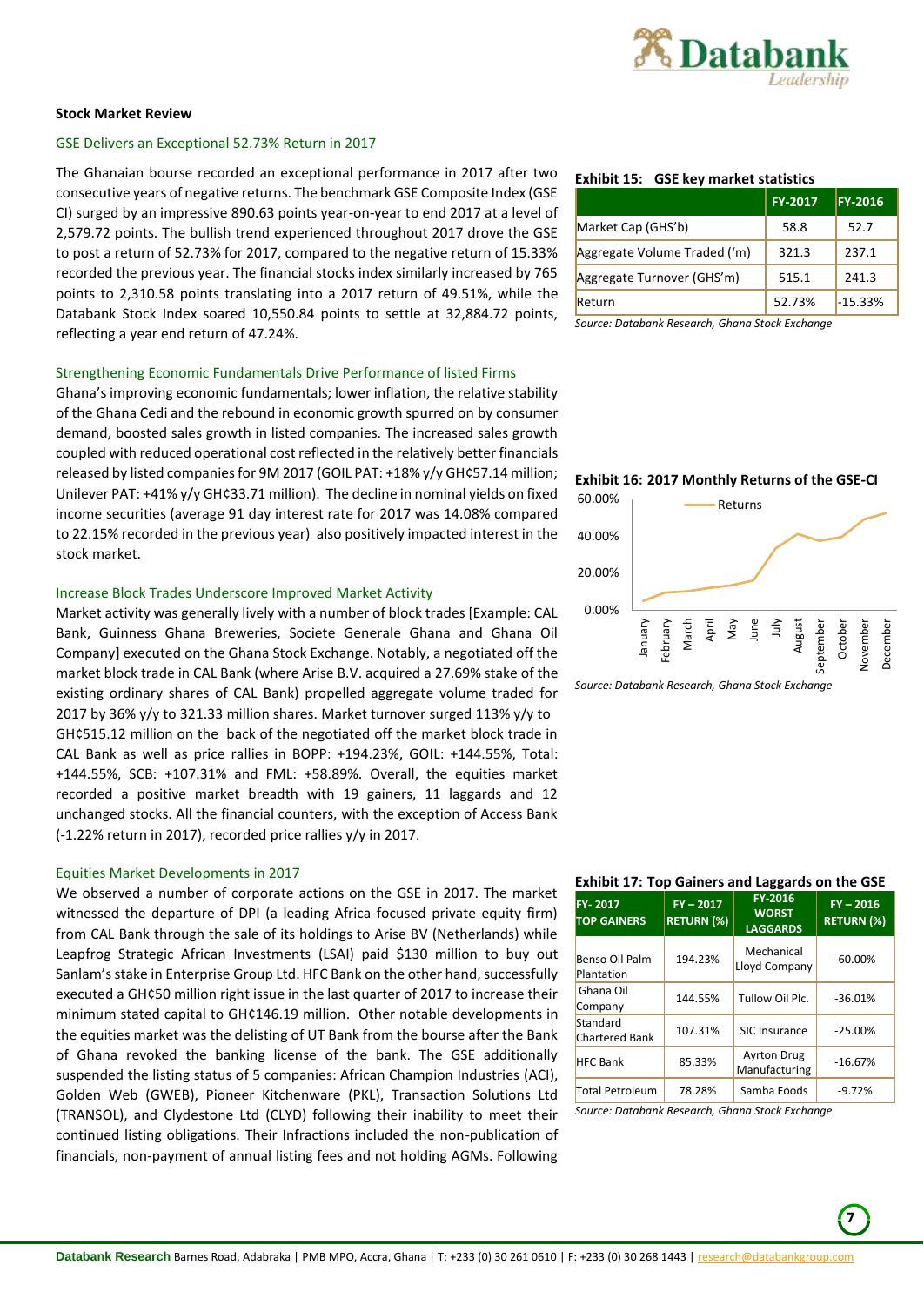### Stock Market Review

#### GSE Delivers an Exceptional 52.73% Return in 2017

The Ghanaian bourse recorded an exceptional performance in 2017 after two consecutive years of negative returns. The benchmark GSE Composite Index (GSE CI) surged by an impressive 890.63 points year-on-year to end 2017 at a level of 2,579.72 points. The bullish trend experienced throughout 2017 drove the GSE to post a return of 52.73% for 2017, compared to the negative return of 15.33% recorded the previous year. The financial stocks index similarly increased by 765 points to 2,310.58 points translating into a 2017 return of 49.51%, while the Databank Stock Index soared 10,550.84 points to settle at 32,884.72 points, reflecting a year end return of 47.24%.

**Exhibit 15: GSE key market statistics**

| | FY-2017 | FY-2016 |
|---|---|---|
| Market Cap (GHS'b) | 58.8 | 52.7 |
| Aggregate Volume Traded ('m) | 321.3 | 237.1 |
| Aggregate Turnover (GHS'm) | 515.1 | 241.3 |
| Return | 52.73% | -15.33% |

*Source: Databank Research, Ghana Stock Exchange*

#### Strengthening Economic Fundamentals Drive Performance of listed Firms

Ghana's improving economic fundamentals; lower inflation, the relative stability of the Ghana Cedi and the rebound in economic growth spurred on by consumer demand, boosted sales growth in listed companies. The increased sales growth coupled with reduced operational cost reflected in the relatively better financials released by listed companies for 9M 2017 (GOIL PAT: +18% y/y GH¢57.14 million; Unilever PAT: +41% y/y GH¢33.71 million). The decline in nominal yields on fixed income securities (average 91 day interest rate for 2017 was 14.08% compared to 22.15% recorded in the previous year) also positively impacted interest in the stock market.

**Exhibit 16: 2017 Monthly Returns of the GSE-CI**

*Source: Databank Research, Ghana Stock Exchange*

#### Increase Block Trades Underscore Improved Market Activity

Market activity was generally lively with a number of block trades [Example: CAL Bank, Guinness Ghana Breweries, Societe Generale Ghana and Ghana Oil Company] executed on the Ghana Stock Exchange. Notably, a negotiated off the market block trade in CAL Bank (where Arise B.V. acquired a 27.69% stake of the existing ordinary shares of CAL Bank) propelled aggregate volume traded for 2017 by 36% y/y to 321.33 million shares. Market turnover surged 113% y/y to GH¢515.12 million on the back of the negotiated off the market block trade in CAL Bank as well as price rallies in BOPP: +194.23%, GOIL: +144.55%, Total: +144.55%, SCB: +107.31% and FML: +58.89%. Overall, the equities market recorded a positive market breadth with 19 gainers, 11 laggards and 12 unchanged stocks. All the financial counters, with the exception of Access Bank (-1.22% return in 2017), recorded price rallies y/y in 2017.

#### Equities Market Developments in 2017

We observed a number of corporate actions on the GSE in 2017. The market witnessed the departure of DPI (a leading Africa focused private equity firm) from CAL Bank through the sale of its holdings to Arise BV (Netherlands) while Leapfrog Strategic African Investments (LSAI) paid $130 million to buy out Sanlam's stake in Enterprise Group Ltd. HFC Bank on the other hand, successfully executed a GH¢50 million right issue in the last quarter of 2017 to increase their minimum stated capital to GH¢146.19 million. Other notable developments in the equities market was the delisting of UT Bank from the bourse after the Bank of Ghana revoked the banking license of the bank. The GSE additionally suspended the listing status of 5 companies: African Champion Industries (ACI), Golden Web (GWEB), Pioneer Kitchenware (PKL), Transaction Solutions Ltd (TRANSOL), and Clydestone Ltd (CLYD) following their inability to meet their continued listing obligations. Their Infractions included the non-publication of financials, non-payment of annual listing fees and not holding AGMs. Following

**Exhibit 17: Top Gainers and Laggards on the GSE**

| FY- 2017 TOP GAINERS | FY – 2017 RETURN (%) | FY-2016 WORST LAGGARDS | FY – 2016 RETURN (%) |
|---|---|---|---|
| Benso Oil Palm Plantation | 194.23% | Mechanical Lloyd Company | -60.00% |
| Ghana Oil Company | 144.55% | Tullow Oil Plc. | -36.01% |
| Standard Chartered Bank | 107.31% | SIC Insurance | -25.00% |
| HFC Bank | 85.33% | Ayrton Drug Manufacturing | -16.67% |
| Total Petroleum | 78.28% | Samba Foods | -9.72% |

*Source: Databank Research, Ghana Stock Exchange*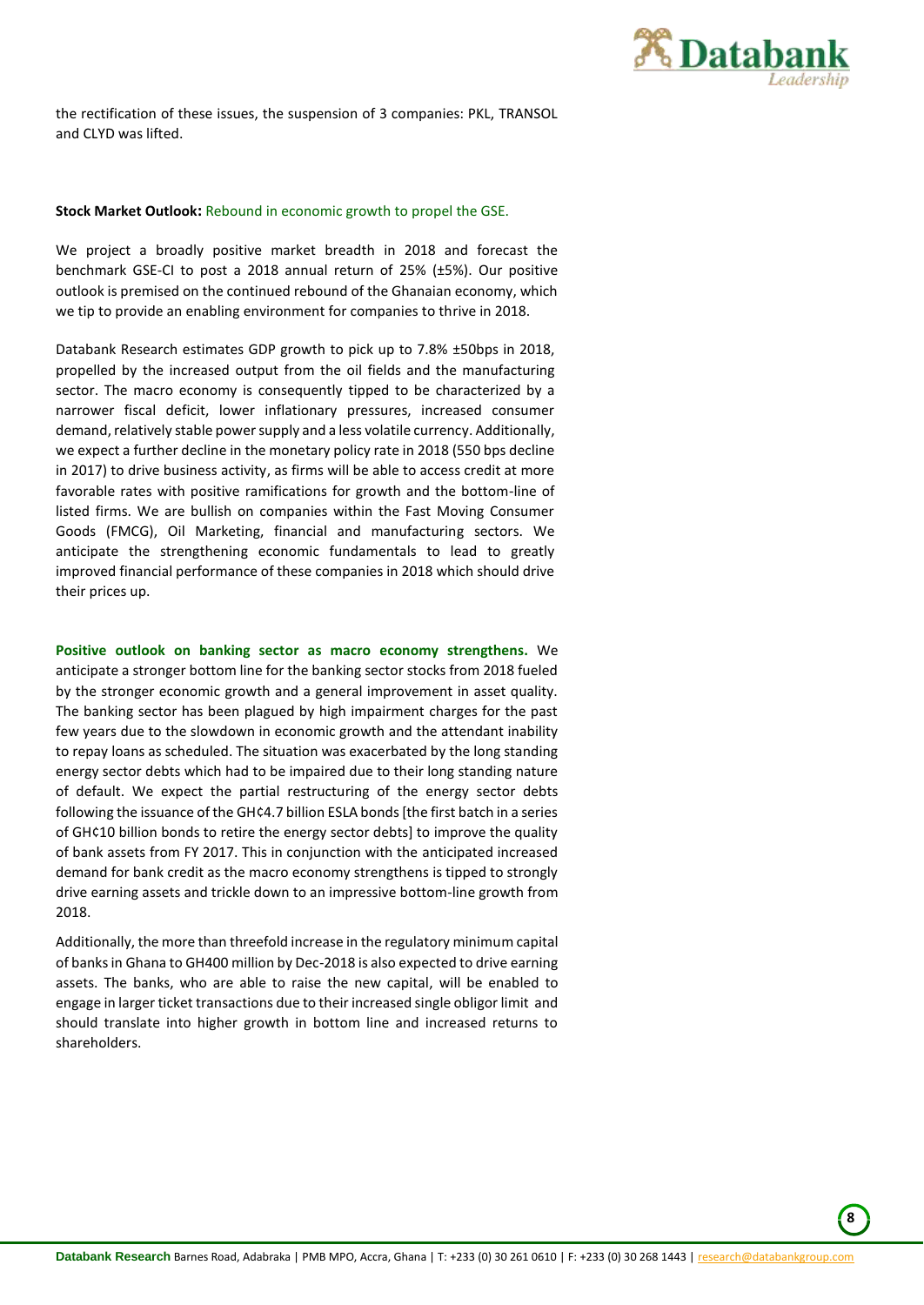the rectification of these issues, the suspension of 3 companies: PKL, TRANSOL and CLYD was lifted.

**Stock Market Outlook:** Rebound in economic growth to propel the GSE.

We project a broadly positive market breadth in 2018 and forecast the benchmark GSE-CI to post a 2018 annual return of 25% (±5%). Our positive outlook is premised on the continued rebound of the Ghanaian economy, which we tip to provide an enabling environment for companies to thrive in 2018.

Databank Research estimates GDP growth to pick up to 7.8% ±50bps in 2018, propelled by the increased output from the oil fields and the manufacturing sector. The macro economy is consequently tipped to be characterized by a narrower fiscal deficit, lower inflationary pressures, increased consumer demand, relatively stable power supply and a less volatile currency. Additionally, we expect a further decline in the monetary policy rate in 2018 (550 bps decline in 2017) to drive business activity, as firms will be able to access credit at more favorable rates with positive ramifications for growth and the bottom-line of listed firms. We are bullish on companies within the Fast Moving Consumer Goods (FMCG), Oil Marketing, financial and manufacturing sectors. We anticipate the strengthening economic fundamentals to lead to greatly improved financial performance of these companies in 2018 which should drive their prices up.

**Positive outlook on banking sector as macro economy strengthens.** We anticipate a stronger bottom line for the banking sector stocks from 2018 fueled by the stronger economic growth and a general improvement in asset quality. The banking sector has been plagued by high impairment charges for the past few years due to the slowdown in economic growth and the attendant inability to repay loans as scheduled. The situation was exacerbated by the long standing energy sector debts which had to be impaired due to their long standing nature of default. We expect the partial restructuring of the energy sector debts following the issuance of the GH¢4.7 billion ESLA bonds [the first batch in a series of GH¢10 billion bonds to retire the energy sector debts] to improve the quality of bank assets from FY 2017. This in conjunction with the anticipated increased demand for bank credit as the macro economy strengthens is tipped to strongly drive earning assets and trickle down to an impressive bottom-line growth from 2018.

Additionally, the more than threefold increase in the regulatory minimum capital of banks in Ghana to GH400 million by Dec-2018 is also expected to drive earning assets. The banks, who are able to raise the new capital, will be enabled to engage in larger ticket transactions due to their increased single obligor limit and should translate into higher growth in bottom line and increased returns to shareholders.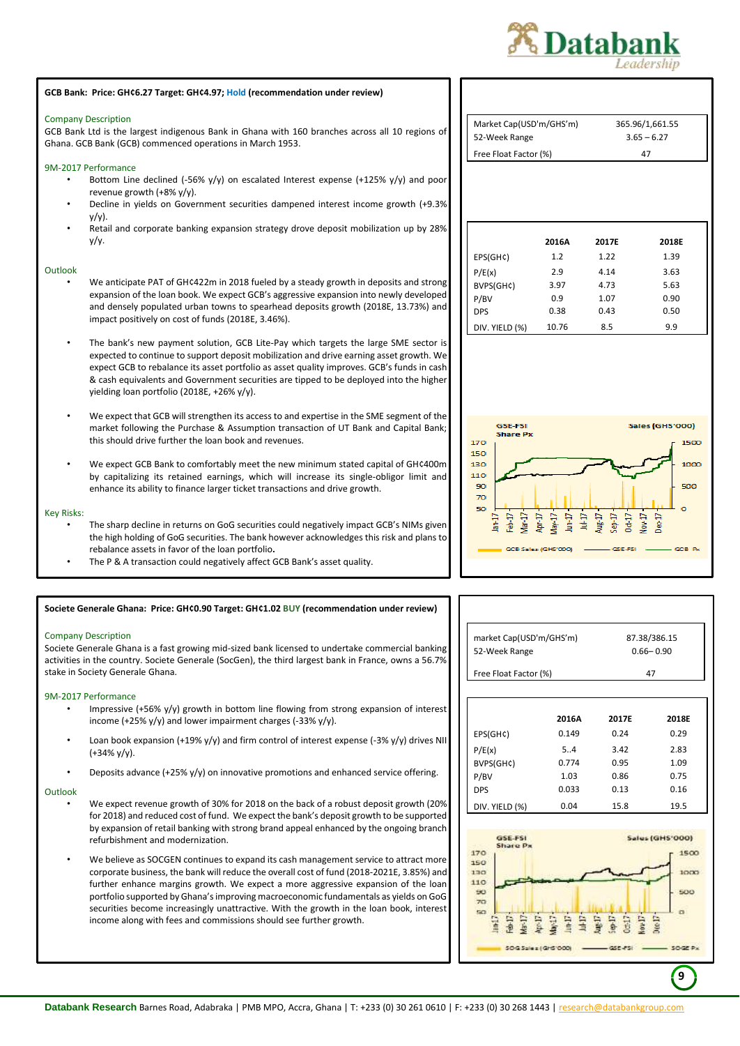**GCB Bank: Price: GH¢6.27 Target: GH¢4.97; Hold (recommendation under review)**

### Company Description

GCB Bank Ltd is the largest indigenous Bank in Ghana with 160 branches across all 10 regions of Ghana. GCB Bank (GCB) commenced operations in March 1953.

| | |
|---|---|
| Market Cap(USD'm/GHS'm) | 365.96/1,661.55 |
| 52-Week Range | 3.65 – 6.27 |
| Free Float Factor (%) | 47 |

### 9M-2017 Performance

- Bottom Line declined (-56% y/y) on escalated Interest expense (+125% y/y) and poor revenue growth (+8% y/y).
- Decline in yields on Government securities dampened interest income growth (+9.3% y/y).
- Retail and corporate banking expansion strategy drove deposit mobilization up by 28% y/y.

| | 2016A | 2017E | 2018E |
|---|---|---|---|
| EPS(GH¢) | 1.2 | 1.22 | 1.39 |
| P/E(x) | 2.9 | 4.14 | 3.63 |
| BVPS(GH¢) | 3.97 | 4.73 | 5.63 |
| P/BV | 0.9 | 1.07 | 0.90 |
| DPS | 0.38 | 0.43 | 0.50 |
| DIV. YIELD (%) | 10.76 | 8.5 | 9.9 |

### Outlook

- We anticipate PAT of GH¢422m in 2018 fueled by a steady growth in deposits and strong expansion of the loan book. We expect GCB's aggressive expansion into newly developed and densely populated urban towns to spearhead deposits growth (2018E, 13.73%) and impact positively on cost of funds (2018E, 3.46%).
- The bank's new payment solution, GCB Lite-Pay which targets the large SME sector is expected to continue to support deposit mobilization and drive earning asset growth. We expect GCB to rebalance its asset portfolio as asset quality improves. GCB's funds in cash & cash equivalents and Government securities are tipped to be deployed into the higher yielding loan portfolio (2018E, +26% y/y).
- We expect that GCB will strengthen its access to and expertise in the SME segment of the market following the Purchase & Assumption transaction of UT Bank and Capital Bank; this should drive further the loan book and revenues.
- We expect GCB Bank to comfortably meet the new minimum stated capital of GH¢400m by capitalizing its retained earnings, which will increase its single-obligor limit and enhance its ability to finance larger ticket transactions and drive growth.

### Key Risks:

- The sharp decline in returns on GoG securities could negatively impact GCB's NIMs given the high holding of GoG securities. The bank however acknowledges this risk and plans to rebalance assets in favor of the loan portfolio**.**
- The P & A transaction could negatively affect GCB Bank's asset quality.

---

**Societe Generale Ghana: Price: GH¢0.90 Target: GH¢1.02 BUY (recommendation under review)**

### Company Description

Societe Generale Ghana is a fast growing mid-sized bank licensed to undertake commercial banking activities in the country. Societe Generale (SocGen), the third largest bank in France, owns a 56.7% stake in Society Generale Ghana.

| | |
|---|---|
| market Cap(USD'm/GHS'm) | 87.38/386.15 |
| 52-Week Range | 0.66– 0.90 |
| Free Float Factor (%) | 47 |

### 9M-2017 Performance

- Impressive (+56% y/y) growth in bottom line flowing from strong expansion of interest income (+25% y/y) and lower impairment charges (-33% y/y).
- Loan book expansion (+19% y/y) and firm control of interest expense (-3% y/y) drives NII (+34% y/y).
- Deposits advance (+25% y/y) on innovative promotions and enhanced service offering.

| | 2016A | 2017E | 2018E |
|---|---|---|---|
| EPS(GH¢) | 0.149 | 0.24 | 0.29 |
| P/E(x) | 5..4 | 3.42 | 2.83 |
| BVPS(GH¢) | 0.774 | 0.95 | 1.09 |
| P/BV | 1.03 | 0.86 | 0.75 |
| DPS | 0.033 | 0.13 | 0.16 |
| DIV. YIELD (%) | 0.04 | 15.8 | 19.5 |

### Outlook

- We expect revenue growth of 30% for 2018 on the back of a robust deposit growth (20% for 2018) and reduced cost of fund. We expect the bank's deposit growth to be supported by expansion of retail banking with strong brand appeal enhanced by the ongoing branch refurbishment and modernization.
- We believe as SOCGEN continues to expand its cash management service to attract more corporate business, the bank will reduce the overall cost of fund (2018-2021E, 3.85%) and further enhance margins growth. We expect a more aggressive expansion of the loan portfolio supported by Ghana's improving macroeconomic fundamentals as yields on GoG securities become increasingly unattractive. With the growth in the loan book, interest income along with fees and commissions should see further growth.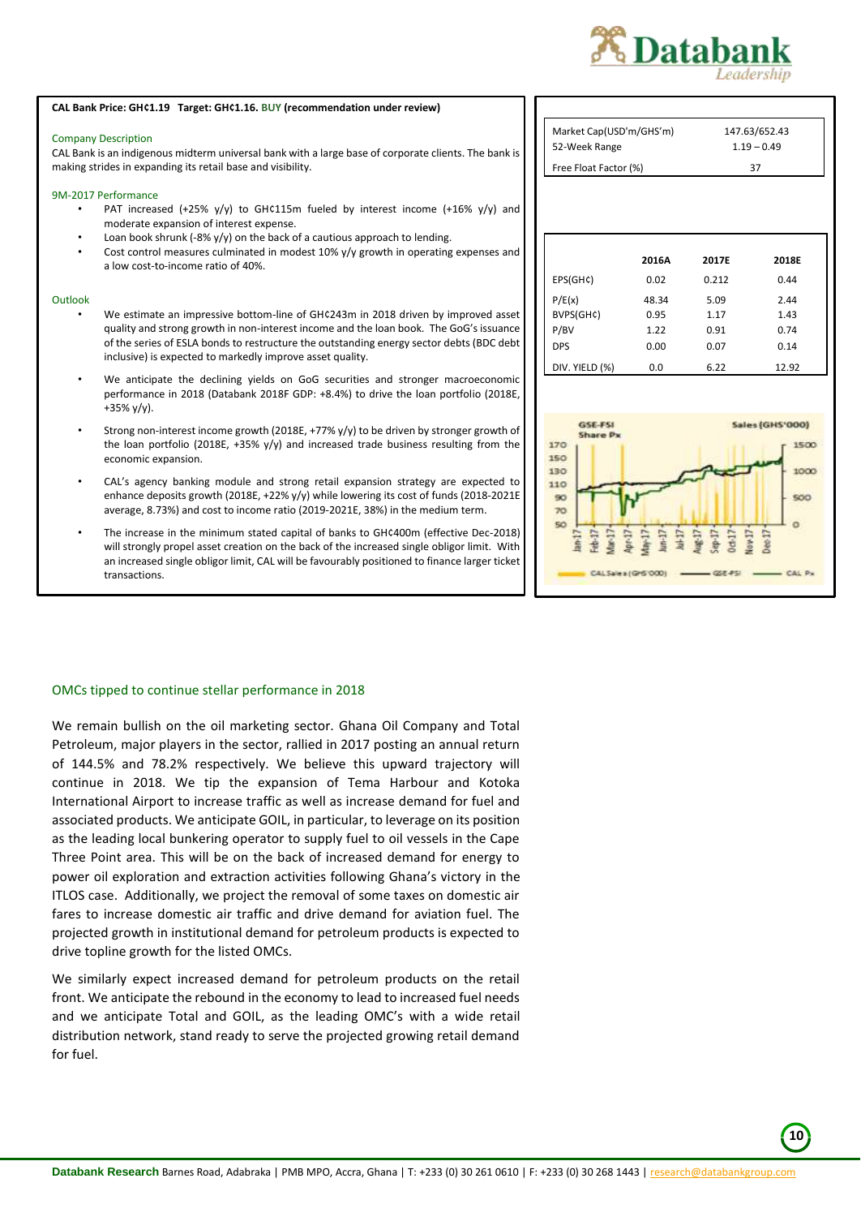**CAL Bank Price: GH¢1.19 Target: GH¢1.16. BUY (recommendation under review)**

Company Description

CAL Bank is an indigenous midterm universal bank with a large base of corporate clients. The bank is making strides in expanding its retail base and visibility.

9M-2017 Performance

- PAT increased (+25% y/y) to GH¢115m fueled by interest income (+16% y/y) and moderate expansion of interest expense.
- Loan book shrunk (-8% y/y) on the back of a cautious approach to lending.
- Cost control measures culminated in modest 10% y/y growth in operating expenses and a low cost-to-income ratio of 40%.

Outlook

- We estimate an impressive bottom-line of GH¢243m in 2018 driven by improved asset quality and strong growth in non-interest income and the loan book. The GoG's issuance of the series of ESLA bonds to restructure the outstanding energy sector debts (BDC debt inclusive) is expected to markedly improve asset quality.
- We anticipate the declining yields on GoG securities and stronger macroeconomic performance in 2018 (Databank 2018F GDP: +8.4%) to drive the loan portfolio (2018E, +35% y/y).
- Strong non-interest income growth (2018E, +77% y/y) to be driven by stronger growth of the loan portfolio (2018E, +35% y/y) and increased trade business resulting from the economic expansion.
- CAL's agency banking module and strong retail expansion strategy are expected to enhance deposits growth (2018E, +22% y/y) while lowering its cost of funds (2018-2021E average, 8.73%) and cost to income ratio (2019-2021E, 38%) in the medium term.
- The increase in the minimum stated capital of banks to GH¢400m (effective Dec-2018) will strongly propel asset creation on the back of the increased single obligor limit. With an increased single obligor limit, CAL will be favourably positioned to finance larger ticket transactions.

| | |
|---|---|
| Market Cap(USD'm/GHS'm) | 147.63/652.43 |
| 52-Week Range | 1.19 – 0.49 |
| Free Float Factor (%) | 37 |

| | 2016A | 2017E | 2018E |
|---|---|---|---|
| EPS(GH¢) | 0.02 | 0.212 | 0.44 |
| P/E(x) | 48.34 | 5.09 | 2.44 |
| BVPS(GH¢) | 0.95 | 1.17 | 1.43 |
| P/BV | 1.22 | 0.91 | 0.74 |
| DPS | 0.00 | 0.07 | 0.14 |
| DIV. YIELD (%) | 0.0 | 6.22 | 12.92 |

## OMCs tipped to continue stellar performance in 2018

We remain bullish on the oil marketing sector. Ghana Oil Company and Total Petroleum, major players in the sector, rallied in 2017 posting an annual return of 144.5% and 78.2% respectively. We believe this upward trajectory will continue in 2018. We tip the expansion of Tema Harbour and Kotoka International Airport to increase traffic as well as increase demand for fuel and associated products. We anticipate GOIL, in particular, to leverage on its position as the leading local bunkering operator to supply fuel to oil vessels in the Cape Three Point area. This will be on the back of increased demand for energy to power oil exploration and extraction activities following Ghana's victory in the ITLOS case. Additionally, we project the removal of some taxes on domestic air fares to increase domestic air traffic and drive demand for aviation fuel. The projected growth in institutional demand for petroleum products is expected to drive topline growth for the listed OMCs.

We similarly expect increased demand for petroleum products on the retail front. We anticipate the rebound in the economy to lead to increased fuel needs and we anticipate Total and GOIL, as the leading OMC's with a wide retail distribution network, stand ready to serve the projected growing retail demand for fuel.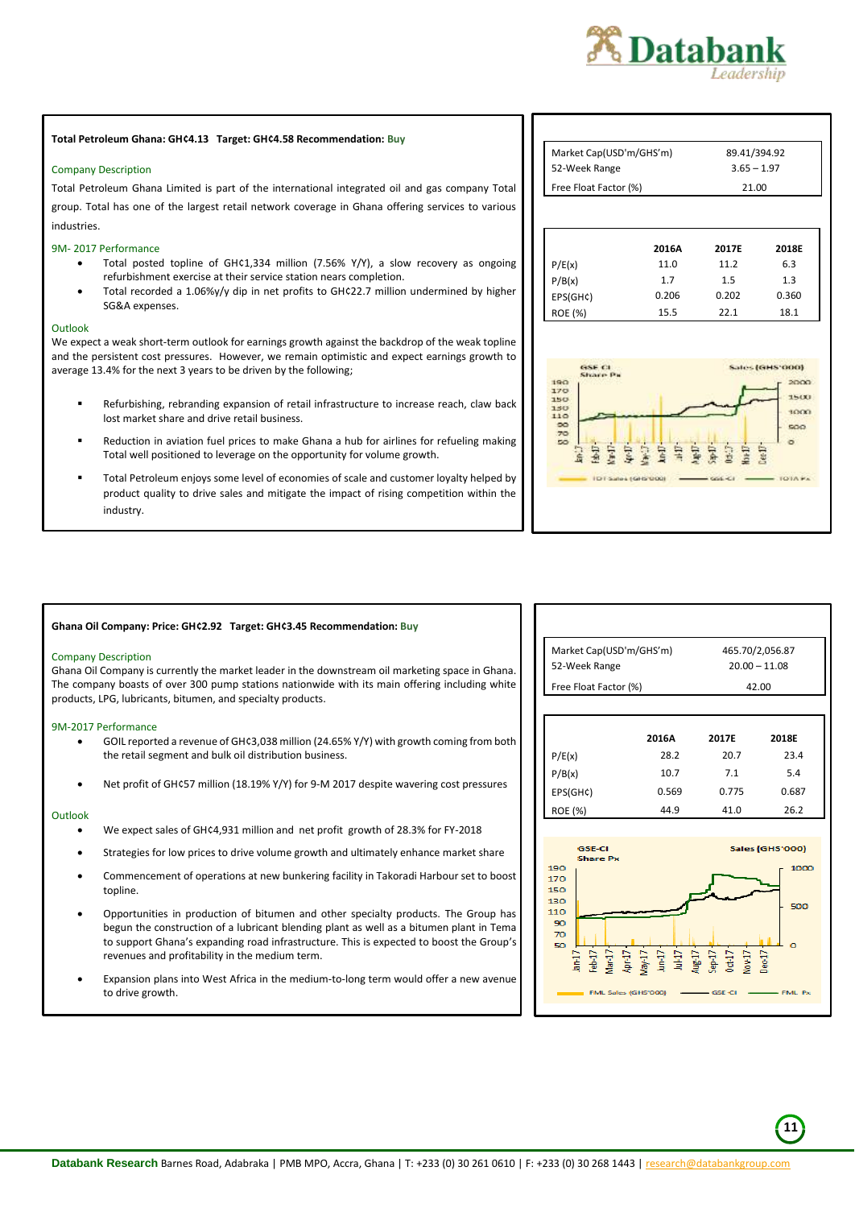**Total Petroleum Ghana: GH¢4.13 Target: GH¢4.58 Recommendation: Buy**

### Company Description

Total Petroleum Ghana Limited is part of the international integrated oil and gas company Total group. Total has one of the largest retail network coverage in Ghana offering services to various industries.

### 9M- 2017 Performance

- Total posted topline of GH¢1,334 million (7.56% Y/Y), a slow recovery as ongoing refurbishment exercise at their service station nears completion.
- Total recorded a 1.06%y/y dip in net profits to GH¢22.7 million undermined by higher SG&A expenses.

### Outlook

We expect a weak short-term outlook for earnings growth against the backdrop of the weak topline and the persistent cost pressures. However, we remain optimistic and expect earnings growth to average 13.4% for the next 3 years to be driven by the following;

- Refurbishing, rebranding expansion of retail infrastructure to increase reach, claw back lost market share and drive retail business.
- Reduction in aviation fuel prices to make Ghana a hub for airlines for refueling making Total well positioned to leverage on the opportunity for volume growth.
- Total Petroleum enjoys some level of economies of scale and customer loyalty helped by product quality to drive sales and mitigate the impact of rising competition within the industry.

| | |
|---|---|
| Market Cap(USD'm/GHS'm) | 89.41/394.92 |
| 52-Week Range | 3.65 – 1.97 |
| Free Float Factor (%) | 21.00 |

| | 2016A | 2017E | 2018E |
|---|---|---|---|
| P/E(x) | 11.0 | 11.2 | 6.3 |
| P/B(x) | 1.7 | 1.5 | 1.3 |
| EPS(GH¢) | 0.206 | 0.202 | 0.360 |
| ROE (%) | 15.5 | 22.1 | 18.1 |

**Ghana Oil Company: Price: GH¢2.92 Target: GH¢3.45 Recommendation: Buy**

### Company Description

Ghana Oil Company is currently the market leader in the downstream oil marketing space in Ghana. The company boasts of over 300 pump stations nationwide with its main offering including white products, LPG, lubricants, bitumen, and specialty products.

### 9M-2017 Performance

- GOIL reported a revenue of GH¢3,038 million (24.65% Y/Y) with growth coming from both the retail segment and bulk oil distribution business.
- Net profit of GH¢57 million (18.19% Y/Y) for 9-M 2017 despite wavering cost pressures

### Outlook

- We expect sales of GH¢4,931 million and net profit growth of 28.3% for FY-2018
- Strategies for low prices to drive volume growth and ultimately enhance market share
- Commencement of operations at new bunkering facility in Takoradi Harbour set to boost topline.
- Opportunities in production of bitumen and other specialty products. The Group has begun the construction of a lubricant blending plant as well as a bitumen plant in Tema to support Ghana's expanding road infrastructure. This is expected to boost the Group's revenues and profitability in the medium term.
- Expansion plans into West Africa in the medium-to-long term would offer a new avenue to drive growth.

| | |
|---|---|
| Market Cap(USD'm/GHS'm) | 465.70/2,056.87 |
| 52-Week Range | 20.00 – 11.08 |
| Free Float Factor (%) | 42.00 |

| | 2016A | 2017E | 2018E |
|---|---|---|---|
| P/E(x) | 28.2 | 20.7 | 23.4 |
| P/B(x) | 10.7 | 7.1 | 5.4 |
| EPS(GH¢) | 0.569 | 0.775 | 0.687 |
| ROE (%) | 44.9 | 41.0 | 26.2 |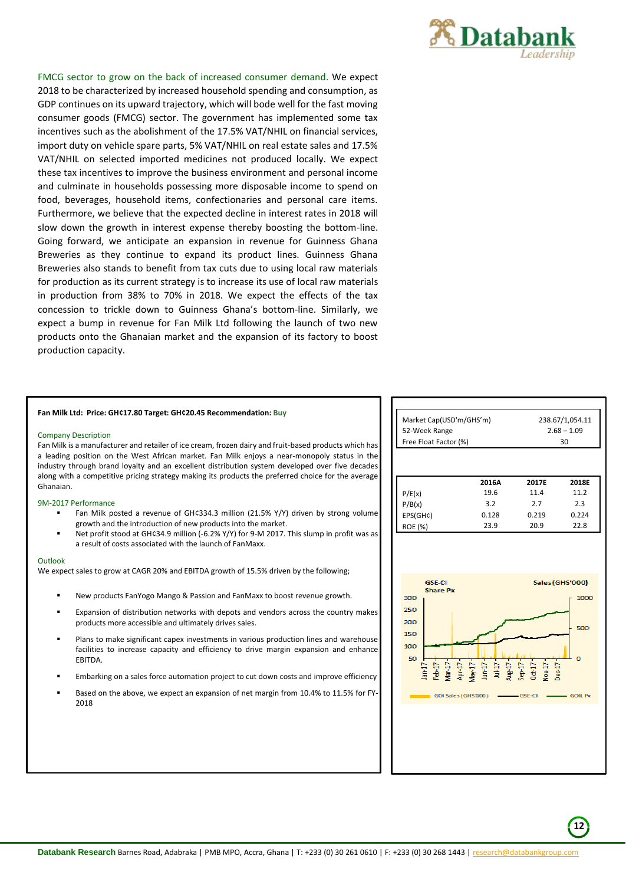FMCG sector to grow on the back of increased consumer demand. We expect 2018 to be characterized by increased household spending and consumption, as GDP continues on its upward trajectory, which will bode well for the fast moving consumer goods (FMCG) sector. The government has implemented some tax incentives such as the abolishment of the 17.5% VAT/NHIL on financial services, import duty on vehicle spare parts, 5% VAT/NHIL on real estate sales and 17.5% VAT/NHIL on selected imported medicines not produced locally. We expect these tax incentives to improve the business environment and personal income and culminate in households possessing more disposable income to spend on food, beverages, household items, confectionaries and personal care items. Furthermore, we believe that the expected decline in interest rates in 2018 will slow down the growth in interest expense thereby boosting the bottom-line. Going forward, we anticipate an expansion in revenue for Guinness Ghana Breweries as they continue to expand its product lines. Guinness Ghana Breweries also stands to benefit from tax cuts due to using local raw materials for production as its current strategy is to increase its use of local raw materials in production from 38% to 70% in 2018. We expect the effects of the tax concession to trickle down to Guinness Ghana's bottom-line. Similarly, we expect a bump in revenue for Fan Milk Ltd following the launch of two new products onto the Ghanaian market and the expansion of its factory to boost production capacity.

**Fan Milk Ltd: Price: GH¢17.80 Target: GH¢20.45 Recommendation: Buy**

### Company Description

Fan Milk is a manufacturer and retailer of ice cream, frozen dairy and fruit-based products which has a leading position on the West African market. Fan Milk enjoys a near-monopoly status in the industry through brand loyalty and an excellent distribution system developed over five decades along with a competitive pricing strategy making its products the preferred choice for the average Ghanaian.

### 9M-2017 Performance

- Fan Milk posted a revenue of GH¢334.3 million (21.5% Y/Y) driven by strong volume growth and the introduction of new products into the market.
- Net profit stood at GH¢34.9 million (-6.2% Y/Y) for 9-M 2017. This slump in profit was as a result of costs associated with the launch of FanMaxx.

### Outlook

We expect sales to grow at CAGR 20% and EBITDA growth of 15.5% driven by the following;

- New products FanYogo Mango & Passion and FanMaxx to boost revenue growth.
- Expansion of distribution networks with depots and vendors across the country makes products more accessible and ultimately drives sales.
- Plans to make significant capex investments in various production lines and warehouse facilities to increase capacity and efficiency to drive margin expansion and enhance EBITDA.
- Embarking on a sales force automation project to cut down costs and improve efficiency
- Based on the above, we expect an expansion of net margin from 10.4% to 11.5% for FY-2018

| | |
|---|---|
| Market Cap(USD'm/GHS'm) | 238.67/1,054.11 |
| 52-Week Range | 2.68 – 1.09 |
| Free Float Factor (%) | 30 |

| | 2016A | 2017E | 2018E |
|---|---|---|---|
| P/E(x) | 19.6 | 11.4 | 11.2 |
| P/B(x) | 3.2 | 2.7 | 2.3 |
| EPS(GH¢) | 0.128 | 0.219 | 0.224 |
| ROE (%) | 23.9 | 20.9 | 22.8 |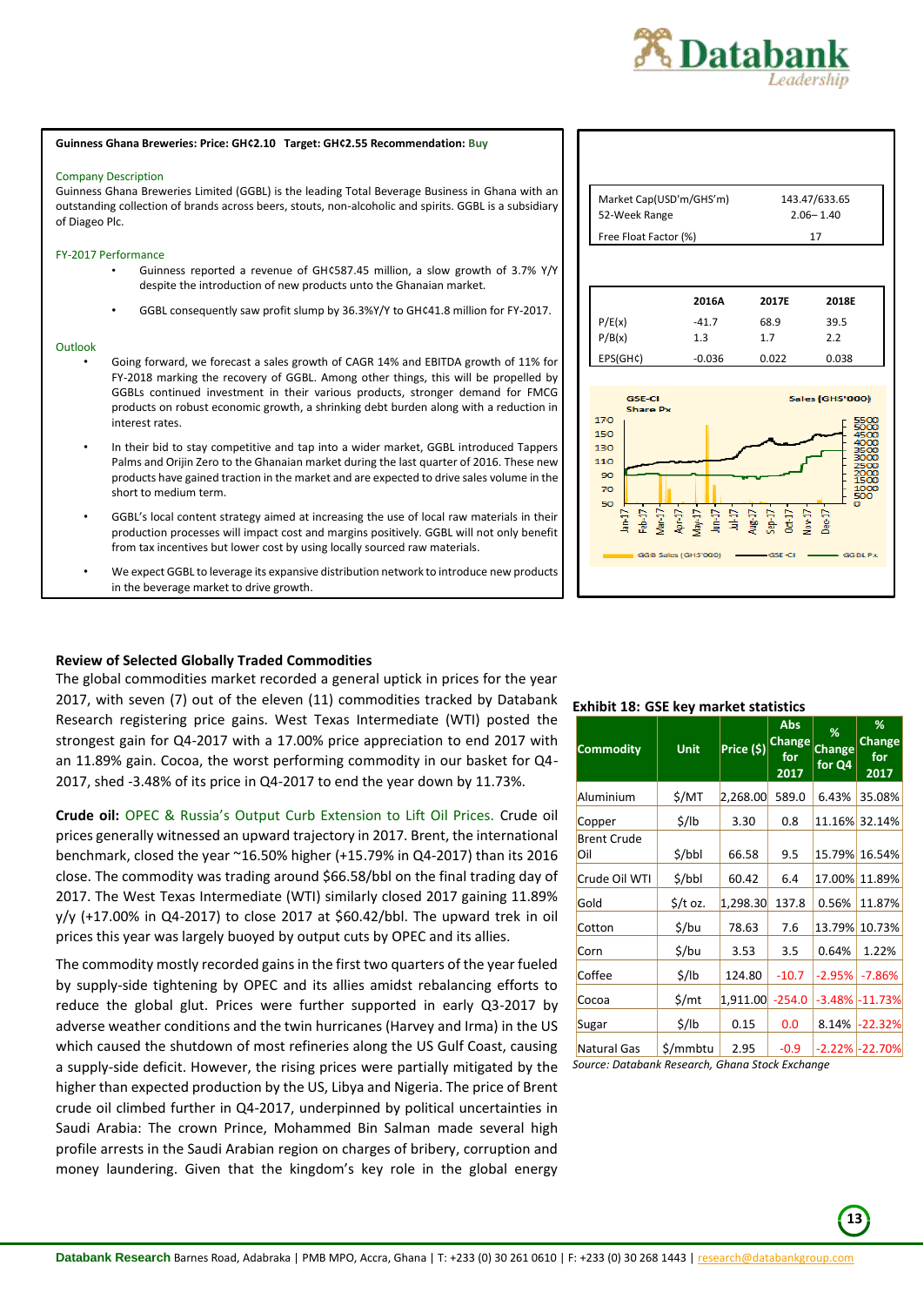**Guinness Ghana Breweries: Price: GH¢2.10 Target: GH¢2.55 Recommendation: Buy**

Company Description

Guinness Ghana Breweries Limited (GGBL) is the leading Total Beverage Business in Ghana with an outstanding collection of brands across beers, stouts, non-alcoholic and spirits. GGBL is a subsidiary of Diageo Plc.

FY-2017 Performance

- Guinness reported a revenue of GH¢587.45 million, a slow growth of 3.7% Y/Y despite the introduction of new products unto the Ghanaian market.
- GGBL consequently saw profit slump by 36.3%Y/Y to GH¢41.8 million for FY-2017.

Outlook

- Going forward, we forecast a sales growth of CAGR 14% and EBITDA growth of 11% for FY-2018 marking the recovery of GGBL. Among other things, this will be propelled by GGBLs continued investment in their various products, stronger demand for FMCG products on robust economic growth, a shrinking debt burden along with a reduction in interest rates.
- In their bid to stay competitive and tap into a wider market, GGBL introduced Tappers Palms and Orijin Zero to the Ghanaian market during the last quarter of 2016. These new products have gained traction in the market and are expected to drive sales volume in the short to medium term.
- GGBL's local content strategy aimed at increasing the use of local raw materials in their production processes will impact cost and margins positively. GGBL will not only benefit from tax incentives but lower cost by using locally sourced raw materials.
- We expect GGBL to leverage its expansive distribution network to introduce new products in the beverage market to drive growth.

| | |
|---|---|
| Market Cap(USD'm/GHS'm) | 143.47/633.65 |
| 52-Week Range | 2.06– 1.40 |
| Free Float Factor (%) | 17 |

| | 2016A | 2017E | 2018E |
|---|---|---|---|
| P/E(x) | -41.7 | 68.9 | 39.5 |
| P/B(x) | 1.3 | 1.7 | 2.2 |
| EPS(GH¢) | -0.036 | 0.022 | 0.038 |

## Review of Selected Globally Traded Commodities

The global commodities market recorded a general uptick in prices for the year 2017, with seven (7) out of the eleven (11) commodities tracked by Databank Research registering price gains. West Texas Intermediate (WTI) posted the strongest gain for Q4-2017 with a 17.00% price appreciation to end 2017 with an 11.89% gain. Cocoa, the worst performing commodity in our basket for Q4-2017, shed -3.48% of its price in Q4-2017 to end the year down by 11.73%.

**Crude oil:** OPEC & Russia's Output Curb Extension to Lift Oil Prices. Crude oil prices generally witnessed an upward trajectory in 2017. Brent, the international benchmark, closed the year ~16.50% higher (+15.79% in Q4-2017) than its 2016 close. The commodity was trading around $66.58/bbl on the final trading day of 2017. The West Texas Intermediate (WTI) similarly closed 2017 gaining 11.89% y/y (+17.00% in Q4-2017) to close 2017 at $60.42/bbl. The upward trek in oil prices this year was largely buoyed by output cuts by OPEC and its allies.

The commodity mostly recorded gains in the first two quarters of the year fueled by supply-side tightening by OPEC and its allies amidst rebalancing efforts to reduce the global glut. Prices were further supported in early Q3-2017 by adverse weather conditions and the twin hurricanes (Harvey and Irma) in the US which caused the shutdown of most refineries along the US Gulf Coast, causing a supply-side deficit. However, the rising prices were partially mitigated by the higher than expected production by the US, Libya and Nigeria. The price of Brent crude oil climbed further in Q4-2017, underpinned by political uncertainties in Saudi Arabia: The crown Prince, Mohammed Bin Salman made several high profile arrests in the Saudi Arabian region on charges of bribery, corruption and money laundering. Given that the kingdom's key role in the global energy

**Exhibit 18: GSE key market statistics**

| Commodity | Unit | Price ($) | Abs Change for 2017 | % Change for Q4 | % Change for 2017 |
|---|---|---|---|---|---|
| Aluminium | $/MT | 2,268.00 | 589.0 | 6.43% | 35.08% |
| Copper | $/lb | 3.30 | 0.8 | 11.16% | 32.14% |
| Brent Crude Oil | $/bbl | 66.58 | 9.5 | 15.79% | 16.54% |
| Crude Oil WTI | $/bbl | 60.42 | 6.4 | 17.00% | 11.89% |
| Gold | $/t oz. | 1,298.30 | 137.8 | 0.56% | 11.87% |
| Cotton | $/bu | 78.63 | 7.6 | 13.79% | 10.73% |
| Corn | $/bu | 3.53 | 3.5 | 0.64% | 1.22% |
| Coffee | $/lb | 124.80 | -10.7 | -2.95% | -7.86% |
| Cocoa | $/mt | 1,911.00 | -254.0 | -3.48% | -11.73% |
| Sugar | $/lb | 0.15 | 0.0 | 8.14% | -22.32% |
| Natural Gas | $/mmbtu | 2.95 | -0.9 | -2.22% | -22.70% |

*Source: Databank Research, Ghana Stock Exchange*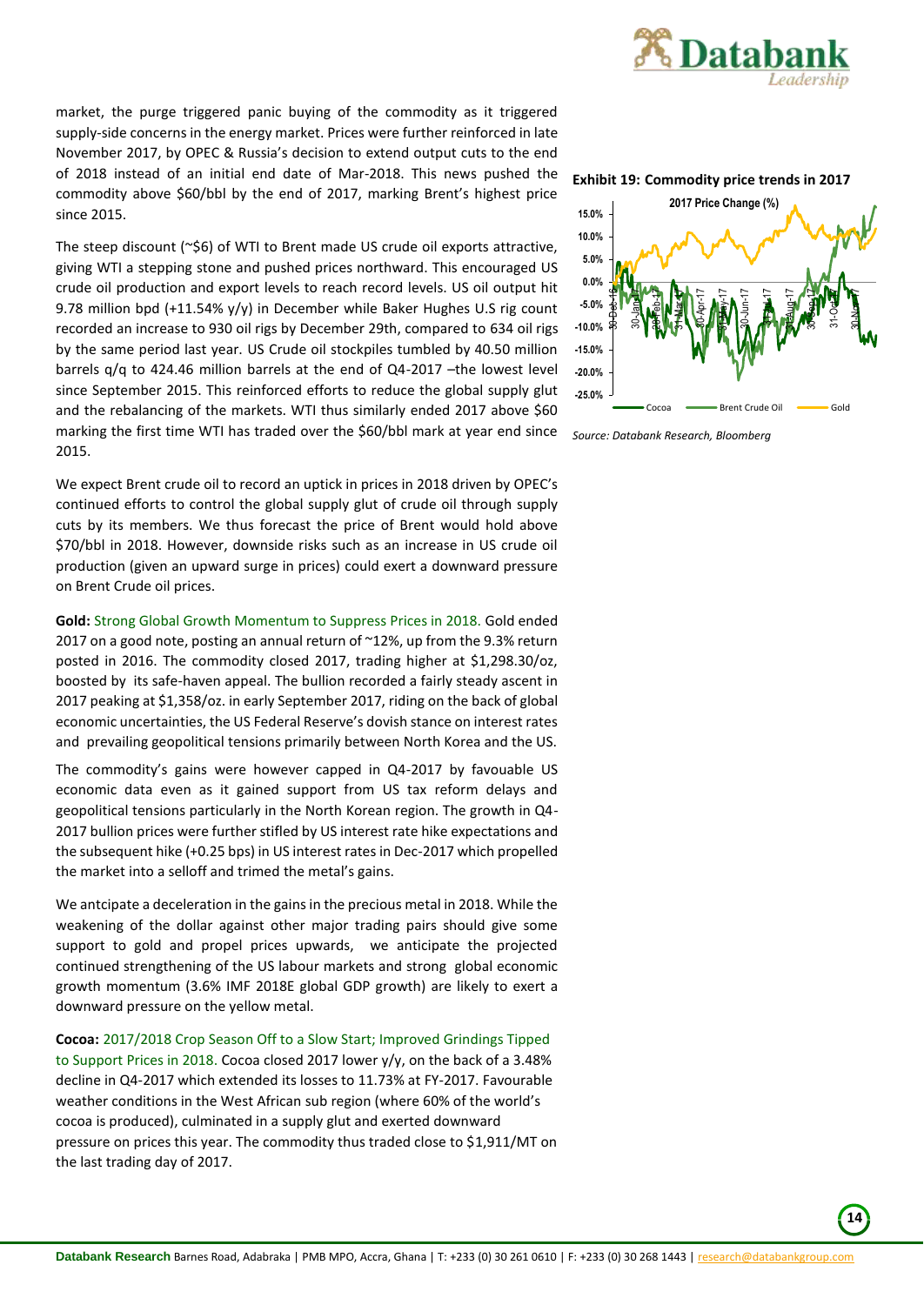market, the purge triggered panic buying of the commodity as it triggered supply-side concerns in the energy market. Prices were further reinforced in late November 2017, by OPEC & Russia's decision to extend output cuts to the end of 2018 instead of an initial end date of Mar-2018. This news pushed the commodity above $60/bbl by the end of 2017, marking Brent's highest price since 2015.

The steep discount (~$6) of WTI to Brent made US crude oil exports attractive, giving WTI a stepping stone and pushed prices northward. This encouraged US crude oil production and export levels to reach record levels. US oil output hit 9.78 million bpd (+11.54% y/y) in December while Baker Hughes U.S rig count recorded an increase to 930 oil rigs by December 29th, compared to 634 oil rigs by the same period last year. US Crude oil stockpiles tumbled by 40.50 million barrels q/q to 424.46 million barrels at the end of Q4-2017 –the lowest level since September 2015. This reinforced efforts to reduce the global supply glut and the rebalancing of the markets. WTI thus similarly ended 2017 above $60 marking the first time WTI has traded over the $60/bbl mark at year end since 2015.

We expect Brent crude oil to record an uptick in prices in 2018 driven by OPEC's continued efforts to control the global supply glut of crude oil through supply cuts by its members. We thus forecast the price of Brent would hold above $70/bbl in 2018. However, downside risks such as an increase in US crude oil production (given an upward surge in prices) could exert a downward pressure on Brent Crude oil prices.

**Gold:** Strong Global Growth Momentum to Suppress Prices in 2018. Gold ended 2017 on a good note, posting an annual return of ~12%, up from the 9.3% return posted in 2016. The commodity closed 2017, trading higher at $1,298.30/oz, boosted by its safe-haven appeal. The bullion recorded a fairly steady ascent in 2017 peaking at $1,358/oz. in early September 2017, riding on the back of global economic uncertainties, the US Federal Reserve's dovish stance on interest rates and prevailing geopolitical tensions primarily between North Korea and the US.

The commodity's gains were however capped in Q4-2017 by favourable US economic data even as it gained support from US tax reform delays and geopolitical tensions particularly in the North Korean region. The growth in Q4-2017 bullion prices were further stifled by US interest rate hike expectations and the subsequent hike (+0.25 bps) in US interest rates in Dec-2017 which propelled the market into a selloff and trimed the metal's gains.

We antcipate a deceleration in the gains in the precious metal in 2018. While the weakening of the dollar against other major trading pairs should give some support to gold and propel prices upwards, we anticipate the projected continued strengthening of the US labour markets and strong global economic growth momentum (3.6% IMF 2018E global GDP growth) are likely to exert a downward pressure on the yellow metal.

**Cocoa:** 2017/2018 Crop Season Off to a Slow Start; Improved Grindings Tipped to Support Prices in 2018. Cocoa closed 2017 lower y/y, on the back of a 3.48% decline in Q4-2017 which extended its losses to 11.73% at FY-2017. Favourable weather conditions in the West African sub region (where 60% of the world's cocoa is produced), culminated in a supply glut and exerted downward pressure on prices this year. The commodity thus traded close to $1,911/MT on the last trading day of 2017.

**Exhibit 19: Commodity price trends in 2017**

*Source: Databank Research, Bloomberg*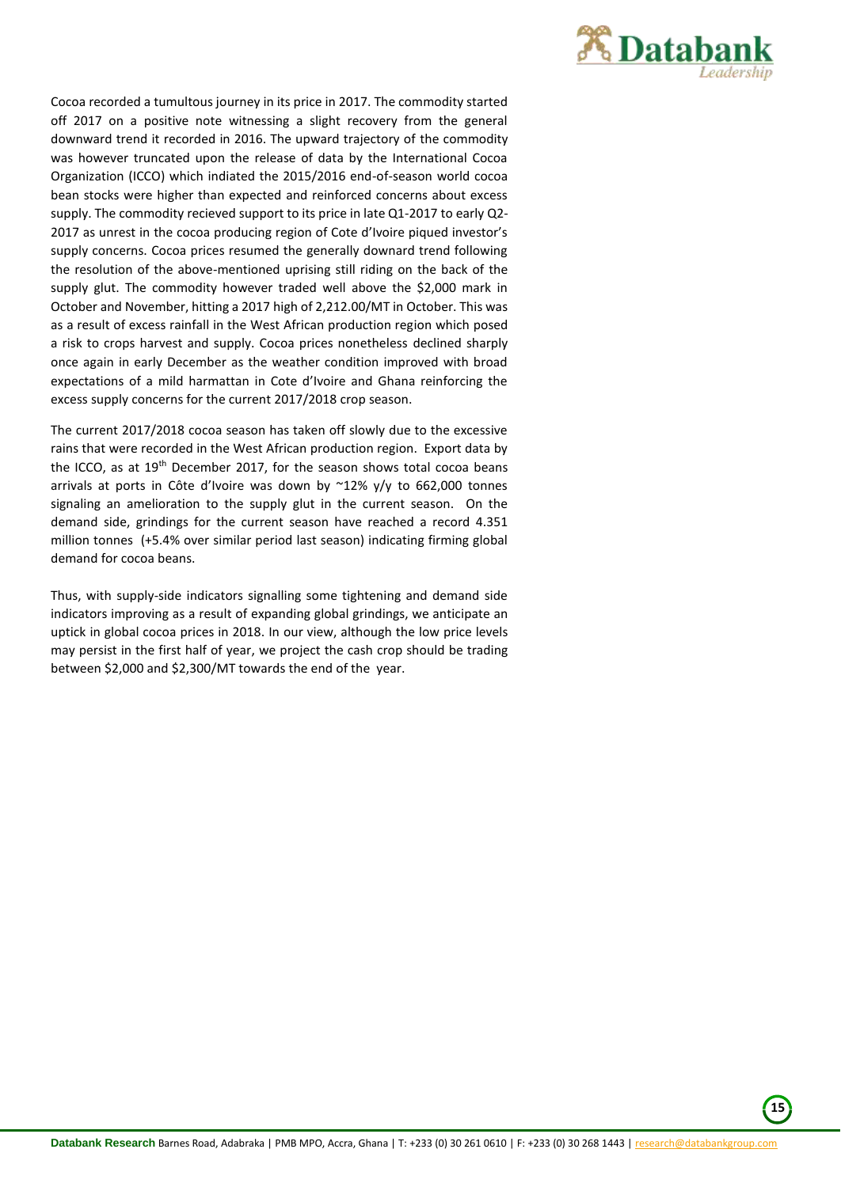Cocoa recorded a tumultous journey in its price in 2017. The commodity started off 2017 on a positive note witnessing a slight recovery from the general downward trend it recorded in 2016. The upward trajectory of the commodity was however truncated upon the release of data by the International Cocoa Organization (ICCO) which indiated the 2015/2016 end-of-season world cocoa bean stocks were higher than expected and reinforced concerns about excess supply. The commodity recieved support to its price in late Q1-2017 to early Q2-2017 as unrest in the cocoa producing region of Cote d'Ivoire piqued investor's supply concerns. Cocoa prices resumed the generally downard trend following the resolution of the above-mentioned uprising still riding on the back of the supply glut. The commodity however traded well above the $2,000 mark in October and November, hitting a 2017 high of 2,212.00/MT in October. This was as a result of excess rainfall in the West African production region which posed a risk to crops harvest and supply. Cocoa prices nonetheless declined sharply once again in early December as the weather condition improved with broad expectations of a mild harmattan in Cote d'Ivoire and Ghana reinforcing the excess supply concerns for the current 2017/2018 crop season.

The current 2017/2018 cocoa season has taken off slowly due to the excessive rains that were recorded in the West African production region. Export data by the ICCO, as at 19th December 2017, for the season shows total cocoa beans arrivals at ports in Côte d'Ivoire was down by ~12% y/y to 662,000 tonnes signaling an amelioration to the supply glut in the current season. On the demand side, grindings for the current season have reached a record 4.351 million tonnes (+5.4% over similar period last season) indicating firming global demand for cocoa beans.

Thus, with supply-side indicators signalling some tightening and demand side indicators improving as a result of expanding global grindings, we anticipate an uptick in global cocoa prices in 2018. In our view, although the low price levels may persist in the first half of year, we project the cash crop should be trading between $2,000 and $2,300/MT towards the end of the year.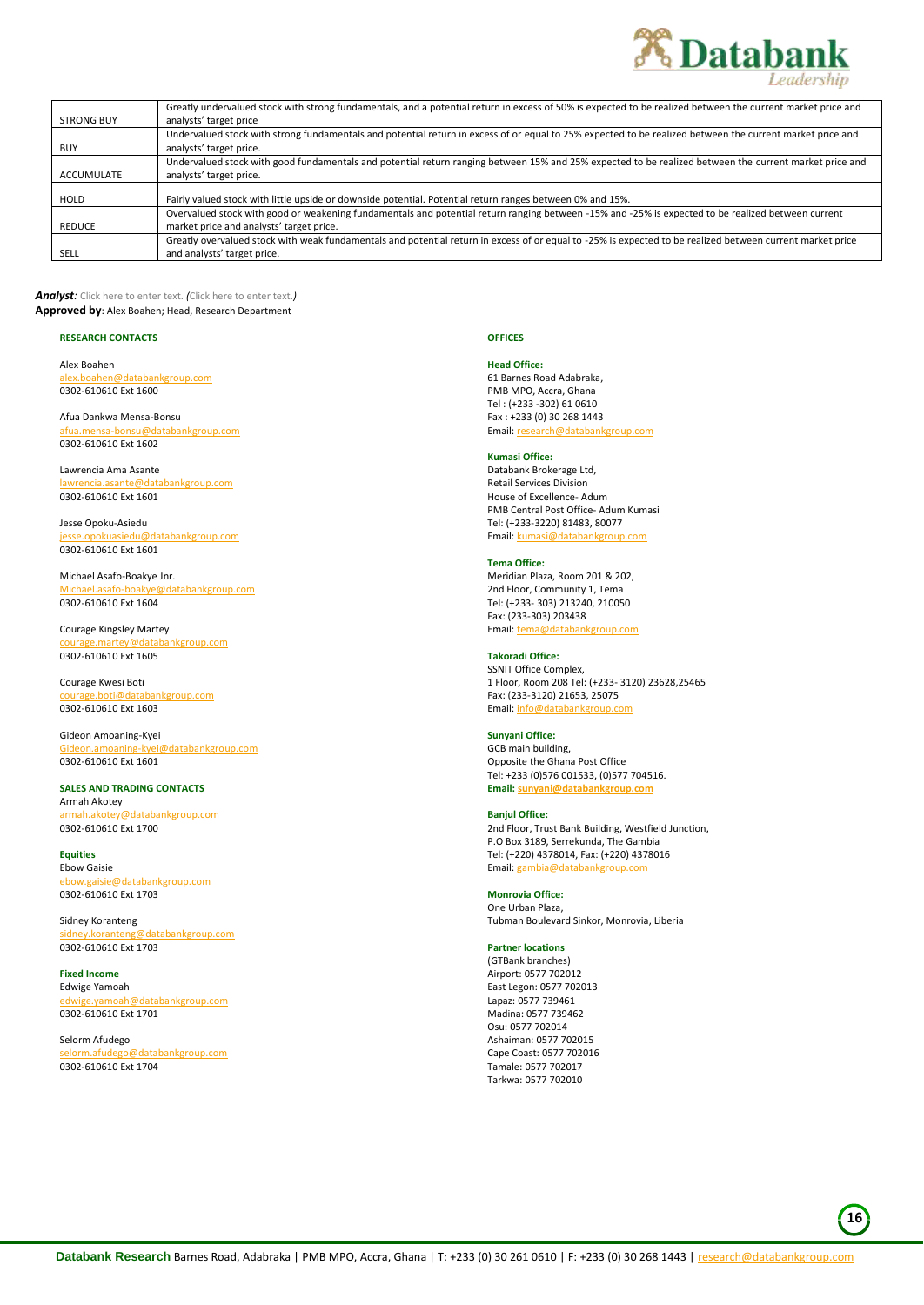| STRONG BUY | Greatly undervalued stock with strong fundamentals, and a potential return in excess of 50% is expected to be realized between the current market price and analysts' target price |
|---|---|
| BUY | Undervalued stock with strong fundamentals and potential return in excess of or equal to 25% expected to be realized between the current market price and analysts' target price. |
| ACCUMULATE | Undervalued stock with good fundamentals and potential return ranging between 15% and 25% expected to be realized between the current market price and analysts' target price. |
| HOLD | Fairly valued stock with little upside or downside potential. Potential return ranges between 0% and 15%. |
| REDUCE | Overvalued stock with good or weakening fundamentals and potential return ranging between -15% and -25% is expected to be realized between current market price and analysts' target price. |
| SELL | Greatly overvalued stock with weak fundamentals and potential return in excess of or equal to -25% is expected to be realized between current market price and analysts' target price. |

***Analyst**: Click here to enter text. (Click here to enter text.)*
**Approved by**: Alex Boahen; Head, Research Department

**RESEARCH CONTACTS**

Alex Boahen
alex.boahen@databankgroup.com
0302-610610 Ext 1600

Afua Dankwa Mensa-Bonsu
afua.mensa-bonsu@databankgroup.com
0302-610610 Ext 1602

Lawrencia Ama Asante
lawrencia.asante@databankgroup.com
0302-610610 Ext 1601

Jesse Opoku-Asiedu
jesse.opokuasiedu@databankgroup.com
0302-610610 Ext 1601

Michael Asafo-Boakye Jnr.
Michael.asafo-boakye@databankgroup.com
0302-610610 Ext 1604

Courage Kingsley Martey
courage.martey@databankgroup.com
0302-610610 Ext 1605

Courage Kwesi Boti
courage.boti@databankgroup.com
0302-610610 Ext 1603

Gideon Amoaning-Kyei
Gideon.amoaning-kyei@databankgroup.com
0302-610610 Ext 1601

**SALES AND TRADING CONTACTS**

Armah Akotey
armah.akotey@databankgroup.com
0302-610610 Ext 1700

**Equities**

Ebow Gaisie
ebow.gaisie@databankgroup.com
0302-610610 Ext 1703

Sidney Koranteng
sidney.koranteng@databankgroup.com
0302-610610 Ext 1703

**Fixed Income**

Edwige Yamoah
edwige.yamoah@databankgroup.com
0302-610610 Ext 1701

Selorm Afudego
selorm.afudego@databankgroup.com
0302-610610 Ext 1704

**OFFICES**

**Head Office:**
61 Barnes Road Adabraka,
PMB MPO, Accra, Ghana
Tel : (+233 -302) 61 0610
Fax : +233 (0) 30 268 1443
Email: research@databankgroup.com

**Kumasi Office:**
Databank Brokerage Ltd,
Retail Services Division
House of Excellence- Adum
PMB Central Post Office- Adum Kumasi
Tel: (+233-3220) 81483, 80077
Email: kumasi@databankgroup.com

**Tema Office:**
Meridian Plaza, Room 201 & 202,
2nd Floor, Community 1, Tema
Tel: (+233- 303) 213240, 210050
Fax: (233-303) 203438
Email: tema@databankgroup.com

**Takoradi Office:**
SSNIT Office Complex,
1 Floor, Room 208 Tel: (+233- 3120) 23628,25465
Fax: (233-3120) 21653, 25075
Email: info@databankgroup.com

**Sunyani Office:**
GCB main building,
Opposite the Ghana Post Office
Tel: +233 (0)576 001533, (0)577 704516.
**Email: sunyani@databankgroup.com**

**Banjul Office:**
2nd Floor, Trust Bank Building, Westfield Junction,
P.O Box 3189, Serrekunda, The Gambia
Tel: (+220) 4378014, Fax: (+220) 4378016
Email: gambia@databankgroup.com

**Monrovia Office:**
One Urban Plaza,
Tubman Boulevard Sinkor, Monrovia, Liberia

**Partner locations**
(GTBank branches)
Airport: 0577 702012
East Legon: 0577 702013
Lapaz: 0577 739461
Madina: 0577 739462
Osu: 0577 702014
Ashaiman: 0577 702015
Cape Coast: 0577 702016
Tamale: 0577 702017
Tarkwa: 0577 702010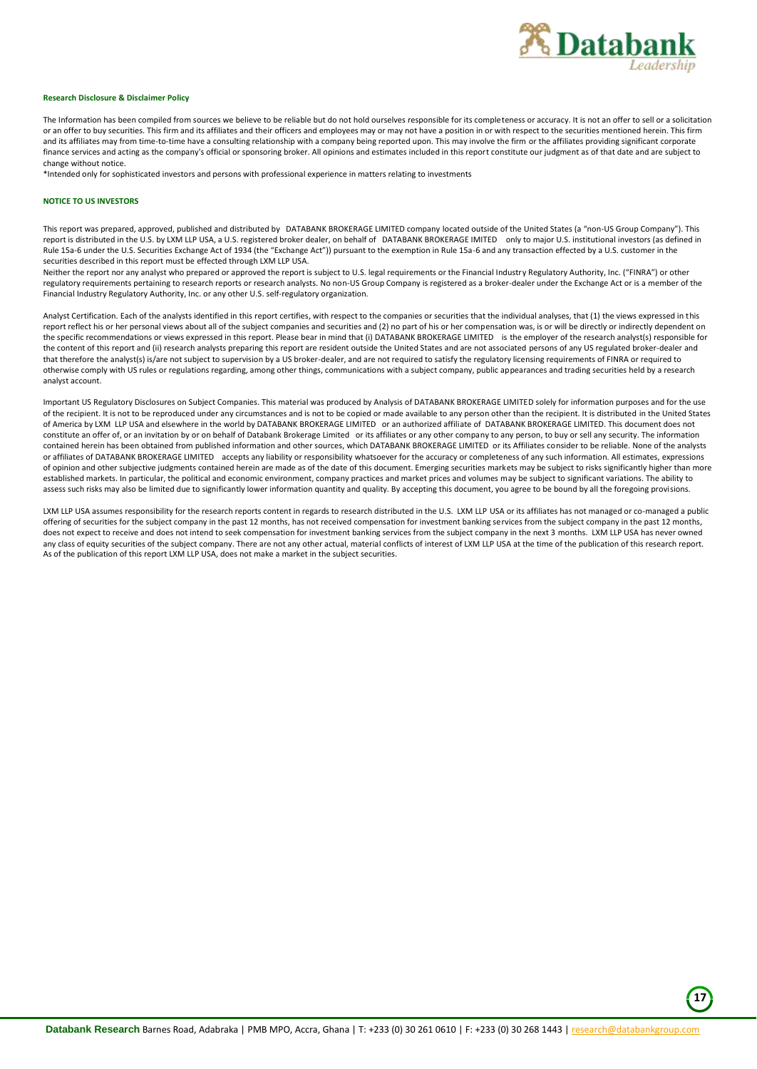**Research Disclosure & Disclaimer Policy**

The Information has been compiled from sources we believe to be reliable but do not hold ourselves responsible for its completeness or accuracy. It is not an offer to sell or a solicitation or an offer to buy securities. This firm and its affiliates and their officers and employees may or may not have a position in or with respect to the securities mentioned herein. This firm and its affiliates may from time-to-time have a consulting relationship with a company being reported upon. This may involve the firm or the affiliates providing significant corporate finance services and acting as the company's official or sponsoring broker. All opinions and estimates included in this report constitute our judgment as of that date and are subject to change without notice.

*Intended only for sophisticated investors and persons with professional experience in matters relating to investments

**NOTICE TO US INVESTORS**

This report was prepared, approved, published and distributed by DATABANK BROKERAGE LIMITED company located outside of the United States (a "non-US Group Company"). This report is distributed in the U.S. by LXM LLP USA, a U.S. registered broker dealer, on behalf of DATABANK BROKERAGE IMITED only to major U.S. institutional investors (as defined in Rule 15a-6 under the U.S. Securities Exchange Act of 1934 (the "Exchange Act")) pursuant to the exemption in Rule 15a-6 and any transaction effected by a U.S. customer in the securities described in this report must be effected through LXM LLP USA.

Neither the report nor any analyst who prepared or approved the report is subject to U.S. legal requirements or the Financial Industry Regulatory Authority, Inc. ("FINRA") or other regulatory requirements pertaining to research reports or research analysts. No non-US Group Company is registered as a broker-dealer under the Exchange Act or is a member of the Financial Industry Regulatory Authority, Inc. or any other U.S. self-regulatory organization.

Analyst Certification. Each of the analysts identified in this report certifies, with respect to the companies or securities that the individual analyses, that (1) the views expressed in this report reflect his or her personal views about all of the subject companies and securities and (2) no part of his or her compensation was, is or will be directly or indirectly dependent on the specific recommendations or views expressed in this report. Please bear in mind that (i) DATABANK BROKERAGE LIMITED is the employer of the research analyst(s) responsible for the content of this report and (ii) research analysts preparing this report are resident outside the United States and are not associated persons of any US regulated broker-dealer and that therefore the analyst(s) is/are not subject to supervision by a US broker-dealer, and are not required to satisfy the regulatory licensing requirements of FINRA or required to otherwise comply with US rules or regulations regarding, among other things, communications with a subject company, public appearances and trading securities held by a research analyst account.

Important US Regulatory Disclosures on Subject Companies. This material was produced by Analysis of DATABANK BROKERAGE LIMITED solely for information purposes and for the use of the recipient. It is not to be reproduced under any circumstances and is not to be copied or made available to any person other than the recipient. It is distributed in the United States of America by LXM LLP USA and elsewhere in the world by DATABANK BROKERAGE LIMITED or an authorized affiliate of DATABANK BROKERAGE LIMITED. This document does not constitute an offer of, or an invitation by or on behalf of Databank Brokerage Limited or its affiliates or any other company to any person, to buy or sell any security. The information contained herein has been obtained from published information and other sources, which DATABANK BROKERAGE LIMITED or its Affiliates consider to be reliable. None of the analysts or affiliates of DATABANK BROKERAGE LIMITED accepts any liability or responsibility whatsoever for the accuracy or completeness of any such information. All estimates, expressions of opinion and other subjective judgments contained herein are made as of the date of this document. Emerging securities markets may be subject to risks significantly higher than more established markets. In particular, the political and economic environment, company practices and market prices and volumes may be subject to significant variations. The ability to assess such risks may also be limited due to significantly lower information quantity and quality. By accepting this document, you agree to be bound by all the foregoing provisions.

LXM LLP USA assumes responsibility for the research reports content in regards to research distributed in the U.S. LXM LLP USA or its affiliates has not managed or co-managed a public offering of securities for the subject company in the past 12 months, has not received compensation for investment banking services from the subject company in the past 12 months, does not expect to receive and does not intend to seek compensation for investment banking services from the subject company in the next 3 months. LXM LLP USA has never owned any class of equity securities of the subject company. There are not any other actual, material conflicts of interest of LXM LLP USA at the time of the publication of this research report. As of the publication of this report LXM LLP USA, does not make a market in the subject securities.